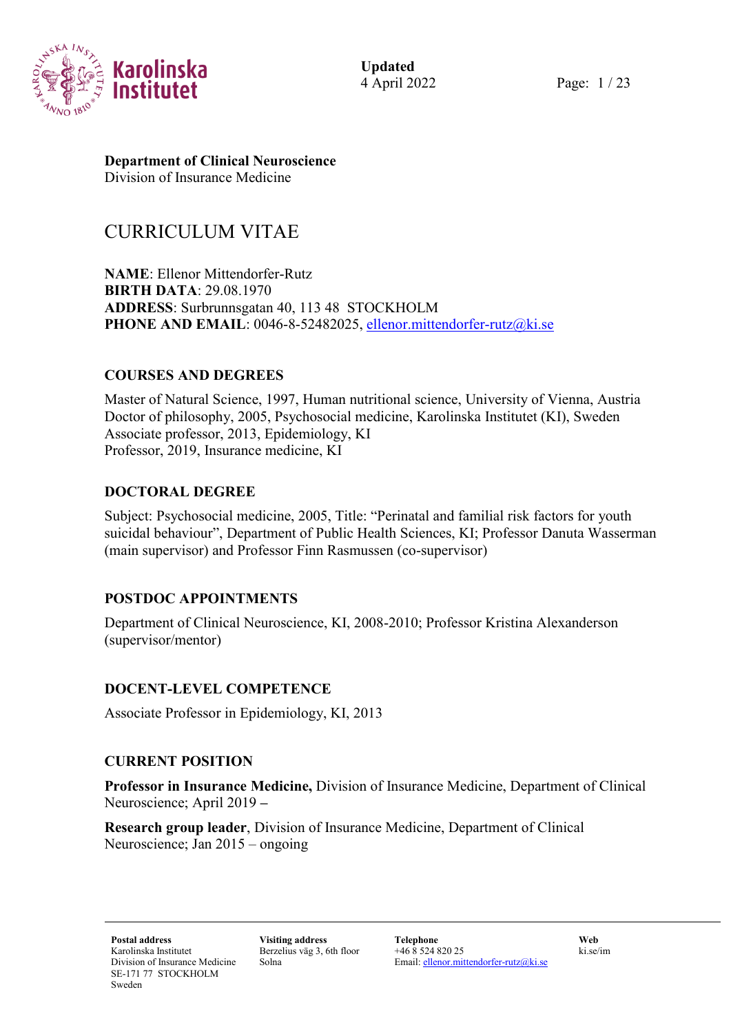**Department of Clinical Neuroscience**
Division of Insurance Medicine

# CURRICULUM VITAE

**NAME**: Ellenor Mittendorfer-Rutz
**BIRTH DATA**: 29.08.1970
**ADDRESS**: Surbrunnsgatan 40, 113 48 STOCKHOLM
**PHONE AND EMAIL**: 0046-8-52482025, ellenor.mittendorfer-rutz@ki.se

## COURSES AND DEGREES

Master of Natural Science, 1997, Human nutritional science, University of Vienna, Austria
Doctor of philosophy, 2005, Psychosocial medicine, Karolinska Institutet (KI), Sweden
Associate professor, 2013, Epidemiology, KI
Professor, 2019, Insurance medicine, KI

## DOCTORAL DEGREE

Subject: Psychosocial medicine, 2005, Title: "Perinatal and familial risk factors for youth suicidal behaviour", Department of Public Health Sciences, KI; Professor Danuta Wasserman (main supervisor) and Professor Finn Rasmussen (co-supervisor)

## POSTDOC APPOINTMENTS

Department of Clinical Neuroscience, KI, 2008-2010; Professor Kristina Alexanderson (supervisor/mentor)

## DOCENT-LEVEL COMPETENCE

Associate Professor in Epidemiology, KI, 2013

## CURRENT POSITION

**Professor in Insurance Medicine,** Division of Insurance Medicine, Department of Clinical Neuroscience; April 2019 **–**

**Research group leader**, Division of Insurance Medicine, Department of Clinical Neuroscience; Jan 2015 – ongoing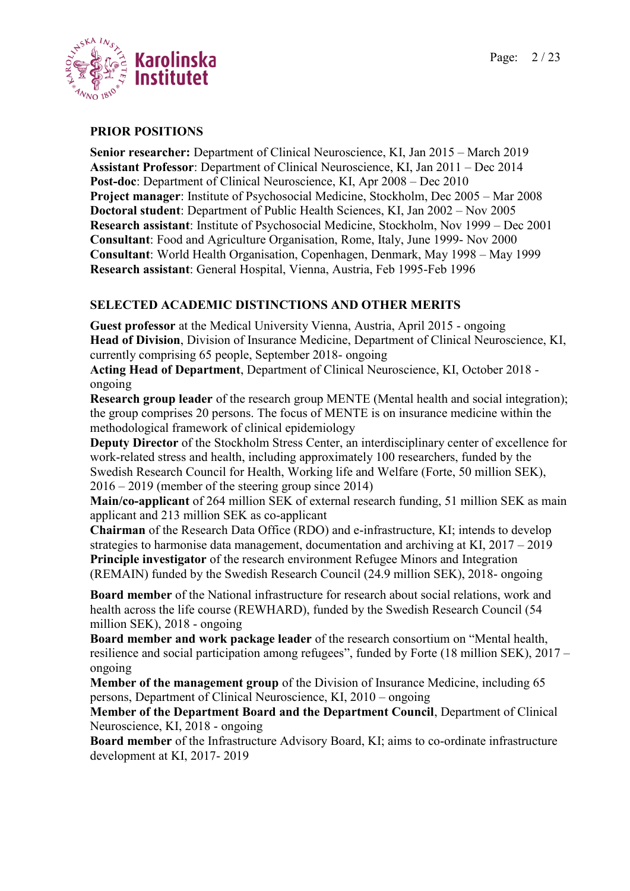## PRIOR POSITIONS

**Senior researcher:** Department of Clinical Neuroscience, KI, Jan 2015 – March 2019
**Assistant Professor**: Department of Clinical Neuroscience, KI, Jan 2011 – Dec 2014
**Post-doc**: Department of Clinical Neuroscience, KI, Apr 2008 – Dec 2010
**Project manager**: Institute of Psychosocial Medicine, Stockholm, Dec 2005 – Mar 2008
**Doctoral student**: Department of Public Health Sciences, KI, Jan 2002 – Nov 2005
**Research assistant**: Institute of Psychosocial Medicine, Stockholm, Nov 1999 – Dec 2001
**Consultant**: Food and Agriculture Organisation, Rome, Italy, June 1999- Nov 2000
**Consultant**: World Health Organisation, Copenhagen, Denmark, May 1998 – May 1999
**Research assistant**: General Hospital, Vienna, Austria, Feb 1995-Feb 1996

## SELECTED ACADEMIC DISTINCTIONS AND OTHER MERITS

**Guest professor** at the Medical University Vienna, Austria, April 2015 - ongoing
**Head of Division**, Division of Insurance Medicine, Department of Clinical Neuroscience, KI, currently comprising 65 people, September 2018- ongoing
**Acting Head of Department**, Department of Clinical Neuroscience, KI, October 2018 - ongoing
**Research group leader** of the research group MENTE (Mental health and social integration); the group comprises 20 persons. The focus of MENTE is on insurance medicine within the methodological framework of clinical epidemiology
**Deputy Director** of the Stockholm Stress Center, an interdisciplinary center of excellence for work-related stress and health, including approximately 100 researchers, funded by the Swedish Research Council for Health, Working life and Welfare (Forte, 50 million SEK), 2016 – 2019 (member of the steering group since 2014)
**Main/co-applicant** of 264 million SEK of external research funding, 51 million SEK as main applicant and 213 million SEK as co-applicant
**Chairman** of the Research Data Office (RDO) and e-infrastructure, KI; intends to develop strategies to harmonise data management, documentation and archiving at KI, 2017 – 2019
**Principle investigator** of the research environment Refugee Minors and Integration (REMAIN) funded by the Swedish Research Council (24.9 million SEK), 2018- ongoing

**Board member** of the National infrastructure for research about social relations, work and health across the life course (REWHARD), funded by the Swedish Research Council (54 million SEK), 2018 - ongoing
**Board member and work package leader** of the research consortium on “Mental health, resilience and social participation among refugees”, funded by Forte (18 million SEK), 2017 – ongoing
**Member of the management group** of the Division of Insurance Medicine, including 65 persons, Department of Clinical Neuroscience, KI, 2010 – ongoing
**Member of the Department Board and the Department Council**, Department of Clinical Neuroscience, KI, 2018 - ongoing
**Board member** of the Infrastructure Advisory Board, KI; aims to co-ordinate infrastructure development at KI, 2017- 2019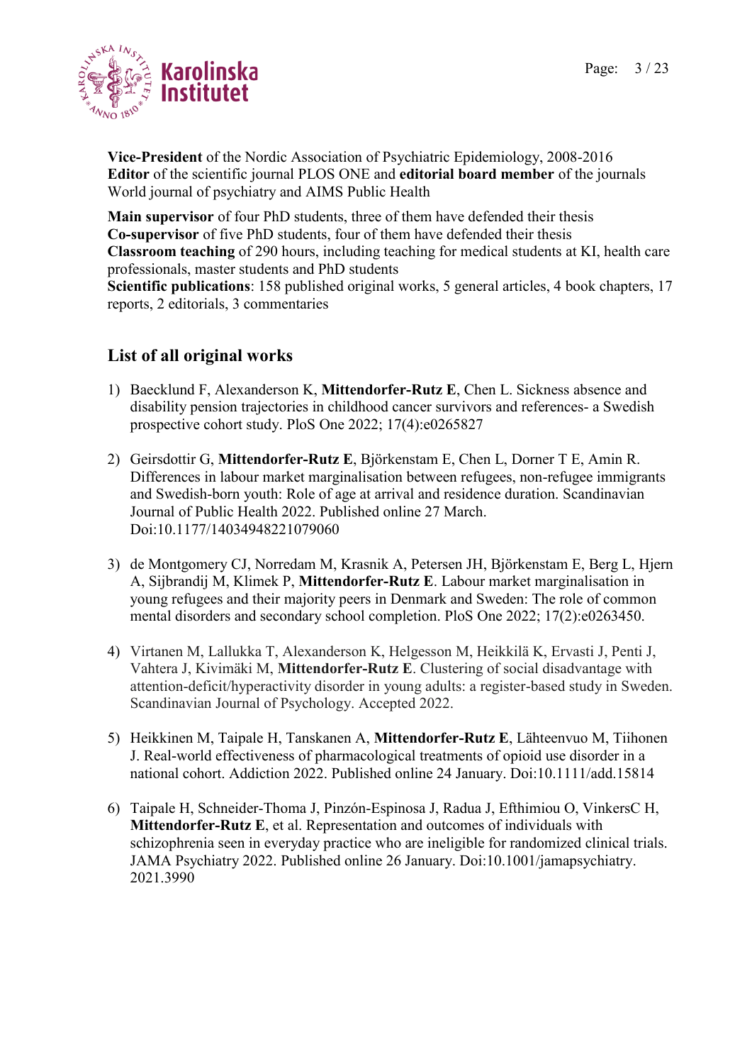**Vice-President** of the Nordic Association of Psychiatric Epidemiology, 2008-2016
**Editor** of the scientific journal PLOS ONE and **editorial board member** of the journals World journal of psychiatry and AIMS Public Health

**Main supervisor** of four PhD students, three of them have defended their thesis
**Co-supervisor** of five PhD students, four of them have defended their thesis
**Classroom teaching** of 290 hours, including teaching for medical students at KI, health care professionals, master students and PhD students
**Scientific publications**: 158 published original works, 5 general articles, 4 book chapters, 17 reports, 2 editorials, 3 commentaries

## List of all original works

1) Baecklund F, Alexanderson K, **Mittendorfer-Rutz E**, Chen L. Sickness absence and disability pension trajectories in childhood cancer survivors and references- a Swedish prospective cohort study. PloS One 2022; 17(4):e0265827

2) Geirsdottir G, **Mittendorfer-Rutz E**, Björkenstam E, Chen L, Dorner T E, Amin R. Differences in labour market marginalisation between refugees, non-refugee immigrants and Swedish-born youth: Role of age at arrival and residence duration. Scandinavian Journal of Public Health 2022. Published online 27 March. Doi:10.1177/14034948221079060

3) de Montgomery CJ, Norredam M, Krasnik A, Petersen JH, Björkenstam E, Berg L, Hjern A, Sijbrandij M, Klimek P, **Mittendorfer-Rutz E**. Labour market marginalisation in young refugees and their majority peers in Denmark and Sweden: The role of common mental disorders and secondary school completion. PloS One 2022; 17(2):e0263450.

4) Virtanen M, Lallukka T, Alexanderson K, Helgesson M, Heikkilä K, Ervasti J, Penti J, Vahtera J, Kivimäki M, **Mittendorfer-Rutz E**. Clustering of social disadvantage with attention-deficit/hyperactivity disorder in young adults: a register-based study in Sweden. Scandinavian Journal of Psychology. Accepted 2022.

5) Heikkinen M, Taipale H, Tanskanen A, **Mittendorfer-Rutz E**, Lähteenvuo M, Tiihonen J. Real-world effectiveness of pharmacological treatments of opioid use disorder in a national cohort. Addiction 2022. Published online 24 January. Doi:10.1111/add.15814

6) Taipale H, Schneider-Thoma J, Pinzón-Espinosa J, Radua J, Efthimiou O, VinkersC H, **Mittendorfer-Rutz E**, et al. Representation and outcomes of individuals with schizophrenia seen in everyday practice who are ineligible for randomized clinical trials. JAMA Psychiatry 2022. Published online 26 January. Doi:10.1001/jamapsychiatry.2021.3990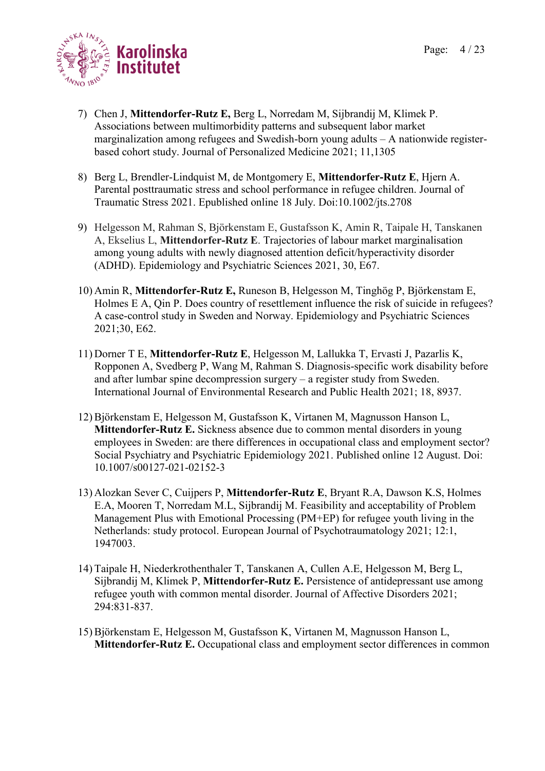7) Chen J, **Mittendorfer-Rutz E,** Berg L, Norredam M, Sijbrandij M, Klimek P. Associations between multimorbidity patterns and subsequent labor market marginalization among refugees and Swedish-born young adults – A nationwide register-based cohort study. Journal of Personalized Medicine 2021; 11,1305

8) Berg L, Brendler-Lindquist M, de Montgomery E, **Mittendorfer-Rutz E**, Hjern A. Parental posttraumatic stress and school performance in refugee children. Journal of Traumatic Stress 2021. Epublished online 18 July. Doi:10.1002/jts.2708

9) Helgesson M, Rahman S, Björkenstam E, Gustafsson K, Amin R, Taipale H, Tanskanen A, Ekselius L, **Mittendorfer-Rutz E**. Trajectories of labour market marginalisation among young adults with newly diagnosed attention deficit/hyperactivity disorder (ADHD). Epidemiology and Psychiatric Sciences 2021, 30, E67.

10) Amin R, **Mittendorfer-Rutz E,** Runeson B, Helgesson M, Tinghög P, Björkenstam E, Holmes E A, Qin P. Does country of resettlement influence the risk of suicide in refugees? A case-control study in Sweden and Norway. Epidemiology and Psychiatric Sciences 2021;30, E62.

11) Dorner T E, **Mittendorfer-Rutz E**, Helgesson M, Lallukka T, Ervasti J, Pazarlis K, Ropponen A, Svedberg P, Wang M, Rahman S. Diagnosis-specific work disability before and after lumbar spine decompression surgery – a register study from Sweden. International Journal of Environmental Research and Public Health 2021; 18, 8937.

12) Björkenstam E, Helgesson M, Gustafsson K, Virtanen M, Magnusson Hanson L, **Mittendorfer-Rutz E.** Sickness absence due to common mental disorders in young employees in Sweden: are there differences in occupational class and employment sector? Social Psychiatry and Psychiatric Epidemiology 2021. Published online 12 August. Doi: 10.1007/s00127-021-02152-3

13) Alozkan Sever C, Cuijpers P, **Mittendorfer-Rutz E**, Bryant R.A, Dawson K.S, Holmes E.A, Mooren T, Norredam M.L, Sijbrandij M. Feasibility and acceptability of Problem Management Plus with Emotional Processing (PM+EP) for refugee youth living in the Netherlands: study protocol. European Journal of Psychotraumatology 2021; 12:1, 1947003.

14) Taipale H, Niederkrothenthaler T, Tanskanen A, Cullen A.E, Helgesson M, Berg L, Sijbrandij M, Klimek P, **Mittendorfer-Rutz E.** Persistence of antidepressant use among refugee youth with common mental disorder. Journal of Affective Disorders 2021; 294:831-837.

15) Björkenstam E, Helgesson M, Gustafsson K, Virtanen M, Magnusson Hanson L, **Mittendorfer-Rutz E.** Occupational class and employment sector differences in common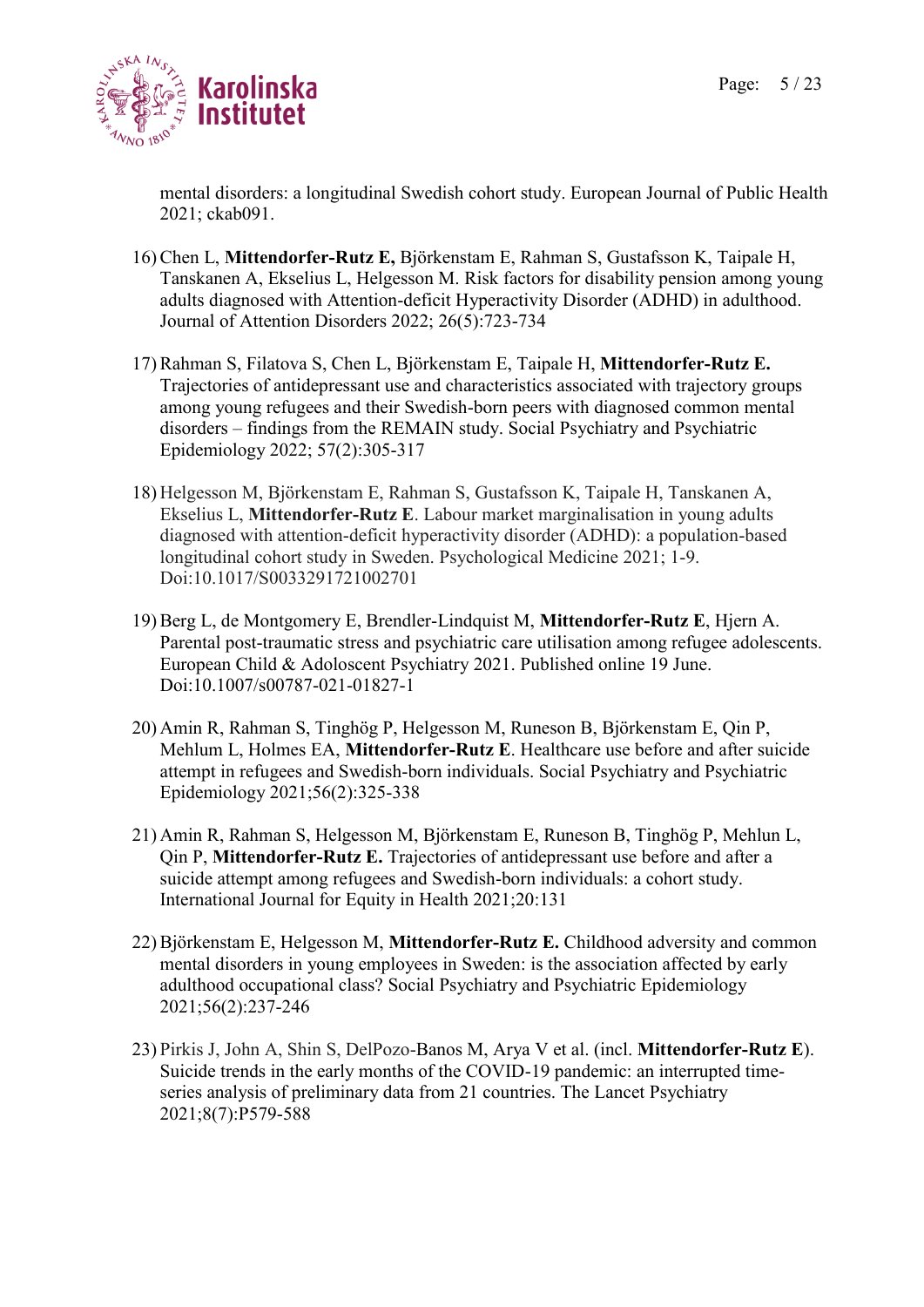mental disorders: a longitudinal Swedish cohort study. European Journal of Public Health 2021; ckab091.

16) Chen L, **Mittendorfer-Rutz E,** Björkenstam E, Rahman S, Gustafsson K, Taipale H, Tanskanen A, Ekselius L, Helgesson M. Risk factors for disability pension among young adults diagnosed with Attention-deficit Hyperactivity Disorder (ADHD) in adulthood. Journal of Attention Disorders 2022; 26(5):723-734

17) Rahman S, Filatova S, Chen L, Björkenstam E, Taipale H, **Mittendorfer-Rutz E.** Trajectories of antidepressant use and characteristics associated with trajectory groups among young refugees and their Swedish-born peers with diagnosed common mental disorders – findings from the REMAIN study. Social Psychiatry and Psychiatric Epidemiology 2022; 57(2):305-317

18) Helgesson M, Björkenstam E, Rahman S, Gustafsson K, Taipale H, Tanskanen A, Ekselius L, **Mittendorfer-Rutz E**. Labour market marginalisation in young adults diagnosed with attention-deficit hyperactivity disorder (ADHD): a population-based longitudinal cohort study in Sweden. Psychological Medicine 2021; 1-9. Doi:10.1017/S0033291721002701

19) Berg L, de Montgomery E, Brendler-Lindquist M, **Mittendorfer-Rutz E**, Hjern A. Parental post-traumatic stress and psychiatric care utilisation among refugee adolescents. European Child & Adoloscent Psychiatry 2021. Published online 19 June. Doi:10.1007/s00787-021-01827-1

20) Amin R, Rahman S, Tinghög P, Helgesson M, Runeson B, Björkenstam E, Qin P, Mehlum L, Holmes EA, **Mittendorfer-Rutz E**. Healthcare use before and after suicide attempt in refugees and Swedish-born individuals. Social Psychiatry and Psychiatric Epidemiology 2021;56(2):325-338

21) Amin R, Rahman S, Helgesson M, Björkenstam E, Runeson B, Tinghög P, Mehlun L, Qin P, **Mittendorfer-Rutz E.** Trajectories of antidepressant use before and after a suicide attempt among refugees and Swedish-born individuals: a cohort study. International Journal for Equity in Health 2021;20:131

22) Björkenstam E, Helgesson M, **Mittendorfer-Rutz E.** Childhood adversity and common mental disorders in young employees in Sweden: is the association affected by early adulthood occupational class? Social Psychiatry and Psychiatric Epidemiology 2021;56(2):237-246

23) Pirkis J, John A, Shin S, DelPozo-Banos M, Arya V et al. (incl. **Mittendorfer-Rutz E**). Suicide trends in the early months of the COVID-19 pandemic: an interrupted time-series analysis of preliminary data from 21 countries. The Lancet Psychiatry 2021;8(7):P579-588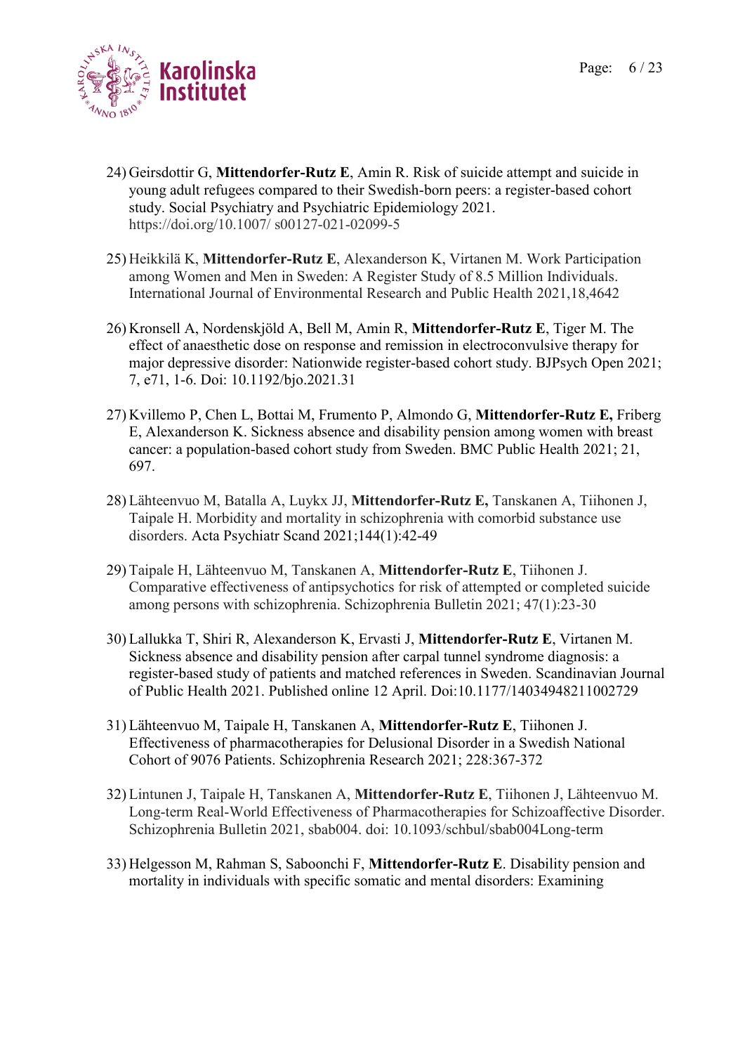24) Geirsdottir G, **Mittendorfer-Rutz E**, Amin R. Risk of suicide attempt and suicide in young adult refugees compared to their Swedish-born peers: a register-based cohort study. Social Psychiatry and Psychiatric Epidemiology 2021. https://doi.org/10.1007/ s00127-021-02099-5

25) Heikkilä K, **Mittendorfer-Rutz E**, Alexanderson K, Virtanen M. Work Participation among Women and Men in Sweden: A Register Study of 8.5 Million Individuals. International Journal of Environmental Research and Public Health 2021,18,4642

26) Kronsell A, Nordenskjöld A, Bell M, Amin R, **Mittendorfer-Rutz E**, Tiger M. The effect of anaesthetic dose on response and remission in electroconvulsive therapy for major depressive disorder: Nationwide register-based cohort study. BJPsych Open 2021; 7, e71, 1-6. Doi: 10.1192/bjo.2021.31

27) Kvillemo P, Chen L, Bottai M, Frumento P, Almondo G, **Mittendorfer-Rutz E,** Friberg E, Alexanderson K. Sickness absence and disability pension among women with breast cancer: a population-based cohort study from Sweden. BMC Public Health 2021; 21, 697.

28) Lähteenvuo M, Batalla A, Luykx JJ, **Mittendorfer-Rutz E,** Tanskanen A, Tiihonen J, Taipale H. Morbidity and mortality in schizophrenia with comorbid substance use disorders. Acta Psychiatr Scand 2021;144(1):42-49

29) Taipale H, Lähteenvuo M, Tanskanen A, **Mittendorfer-Rutz E**, Tiihonen J. Comparative effectiveness of antipsychotics for risk of attempted or completed suicide among persons with schizophrenia. Schizophrenia Bulletin 2021; 47(1):23-30

30) Lallukka T, Shiri R, Alexanderson K, Ervasti J, **Mittendorfer-Rutz E**, Virtanen M. Sickness absence and disability pension after carpal tunnel syndrome diagnosis: a register-based study of patients and matched references in Sweden. Scandinavian Journal of Public Health 2021. Published online 12 April. Doi:10.1177/14034948211002729

31) Lähteenvuo M, Taipale H, Tanskanen A, **Mittendorfer-Rutz E**, Tiihonen J. Effectiveness of pharmacotherapies for Delusional Disorder in a Swedish National Cohort of 9076 Patients. Schizophrenia Research 2021; 228:367-372

32) Lintunen J, Taipale H, Tanskanen A, **Mittendorfer-Rutz E**, Tiihonen J, Lähteenvuo M. Long-term Real-World Effectiveness of Pharmacotherapies for Schizoaffective Disorder. Schizophrenia Bulletin 2021, sbab004. doi: 10.1093/schbul/sbab004Long-term

33) Helgesson M, Rahman S, Saboonchi F, **Mittendorfer-Rutz E**. Disability pension and mortality in individuals with specific somatic and mental disorders: Examining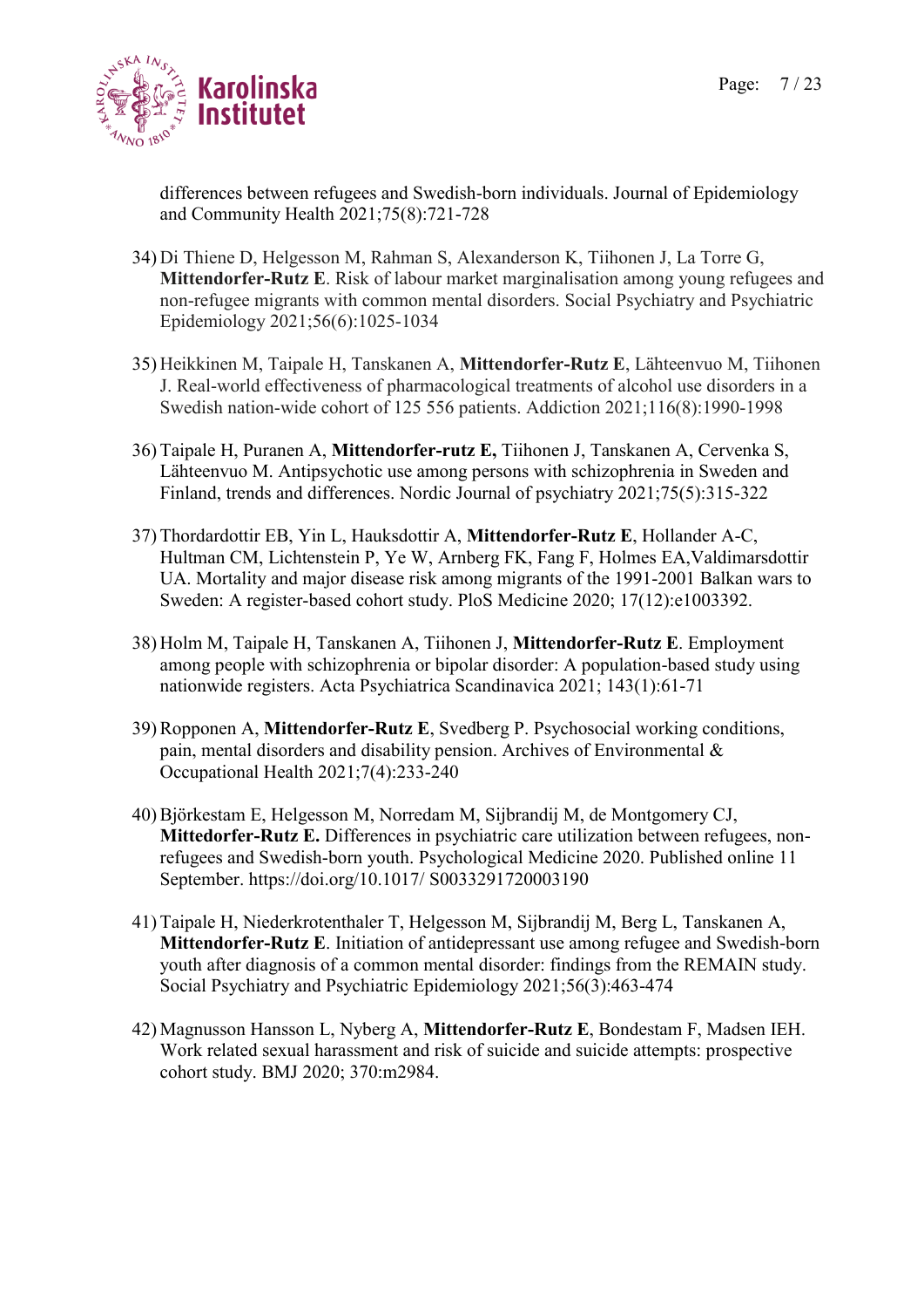differences between refugees and Swedish-born individuals. Journal of Epidemiology and Community Health 2021;75(8):721-728

34) Di Thiene D, Helgesson M, Rahman S, Alexanderson K, Tiihonen J, La Torre G, **Mittendorfer-Rutz E**. Risk of labour market marginalisation among young refugees and non-refugee migrants with common mental disorders. Social Psychiatry and Psychiatric Epidemiology 2021;56(6):1025-1034

35) Heikkinen M, Taipale H, Tanskanen A, **Mittendorfer-Rutz E**, Lähteenvuo M, Tiihonen J. Real-world effectiveness of pharmacological treatments of alcohol use disorders in a Swedish nation-wide cohort of 125 556 patients. Addiction 2021;116(8):1990-1998

36) Taipale H, Puranen A, **Mittendorfer-rutz E,** Tiihonen J, Tanskanen A, Cervenka S, Lähteenvuo M. Antipsychotic use among persons with schizophrenia in Sweden and Finland, trends and differences. Nordic Journal of psychiatry 2021;75(5):315-322

37) Thordardottir EB, Yin L, Hauksdottir A, **Mittendorfer-Rutz E**, Hollander A-C, Hultman CM, Lichtenstein P, Ye W, Arnberg FK, Fang F, Holmes EA,Valdimarsdottir UA. Mortality and major disease risk among migrants of the 1991-2001 Balkan wars to Sweden: A register-based cohort study. PloS Medicine 2020; 17(12):e1003392.

38) Holm M, Taipale H, Tanskanen A, Tiihonen J, **Mittendorfer-Rutz E**. Employment among people with schizophrenia or bipolar disorder: A population-based study using nationwide registers. Acta Psychiatrica Scandinavica 2021; 143(1):61-71

39) Ropponen A, **Mittendorfer-Rutz E**, Svedberg P. Psychosocial working conditions, pain, mental disorders and disability pension. Archives of Environmental & Occupational Health 2021;7(4):233-240

40) Björkestam E, Helgesson M, Norredam M, Sijbrandij M, de Montgomery CJ, **Mittedorfer-Rutz E.** Differences in psychiatric care utilization between refugees, non-refugees and Swedish-born youth. Psychological Medicine 2020. Published online 11 September. https://doi.org/10.1017/ S0033291720003190

41) Taipale H, Niederkrotenthaler T, Helgesson M, Sijbrandij M, Berg L, Tanskanen A, **Mittendorfer-Rutz E**. Initiation of antidepressant use among refugee and Swedish-born youth after diagnosis of a common mental disorder: findings from the REMAIN study. Social Psychiatry and Psychiatric Epidemiology 2021;56(3):463-474

42) Magnusson Hansson L, Nyberg A, **Mittendorfer-Rutz E**, Bondestam F, Madsen IEH. Work related sexual harassment and risk of suicide and suicide attempts: prospective cohort study. BMJ 2020; 370:m2984.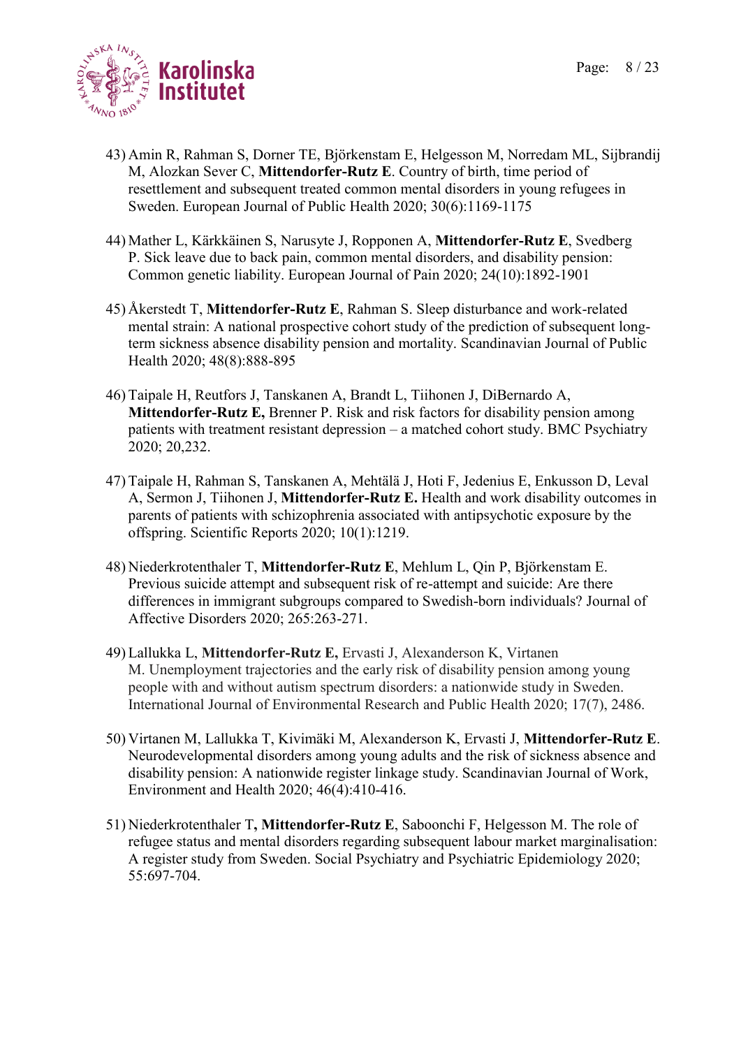43) Amin R, Rahman S, Dorner TE, Björkenstam E, Helgesson M, Norredam ML, Sijbrandij M, Alozkan Sever C, **Mittendorfer-Rutz E**. Country of birth, time period of resettlement and subsequent treated common mental disorders in young refugees in Sweden. European Journal of Public Health 2020; 30(6):1169-1175

44) Mather L, Kärkkäinen S, Narusyte J, Ropponen A, **Mittendorfer-Rutz E**, Svedberg P. Sick leave due to back pain, common mental disorders, and disability pension: Common genetic liability. European Journal of Pain 2020; 24(10):1892-1901

45) Åkerstedt T, **Mittendorfer-Rutz E**, Rahman S. Sleep disturbance and work-related mental strain: A national prospective cohort study of the prediction of subsequent long-term sickness absence disability pension and mortality. Scandinavian Journal of Public Health 2020; 48(8):888-895

46) Taipale H, Reutfors J, Tanskanen A, Brandt L, Tiihonen J, DiBernardo A, **Mittendorfer-Rutz E,** Brenner P. Risk and risk factors for disability pension among patients with treatment resistant depression – a matched cohort study. BMC Psychiatry 2020; 20,232.

47) Taipale H, Rahman S, Tanskanen A, Mehtälä J, Hoti F, Jedenius E, Enkusson D, Leval A, Sermon J, Tiihonen J, **Mittendorfer-Rutz E.** Health and work disability outcomes in parents of patients with schizophrenia associated with antipsychotic exposure by the offspring. Scientific Reports 2020; 10(1):1219.

48) Niederkrotenthaler T, **Mittendorfer-Rutz E**, Mehlum L, Qin P, Björkenstam E. Previous suicide attempt and subsequent risk of re-attempt and suicide: Are there differences in immigrant subgroups compared to Swedish-born individuals? Journal of Affective Disorders 2020; 265:263-271.

49) Lallukka L, **Mittendorfer-Rutz E,** Ervasti J, Alexanderson K, Virtanen M. Unemployment trajectories and the early risk of disability pension among young people with and without autism spectrum disorders: a nationwide study in Sweden. International Journal of Environmental Research and Public Health 2020; 17(7), 2486.

50) Virtanen M, Lallukka T, Kivimäki M, Alexanderson K, Ervasti J, **Mittendorfer-Rutz E**. Neurodevelopmental disorders among young adults and the risk of sickness absence and disability pension: A nationwide register linkage study. Scandinavian Journal of Work, Environment and Health 2020; 46(4):410-416.

51) Niederkrotenthaler T**, Mittendorfer-Rutz E**, Saboonchi F, Helgesson M. The role of refugee status and mental disorders regarding subsequent labour market marginalisation: A register study from Sweden. Social Psychiatry and Psychiatric Epidemiology 2020; 55:697-704.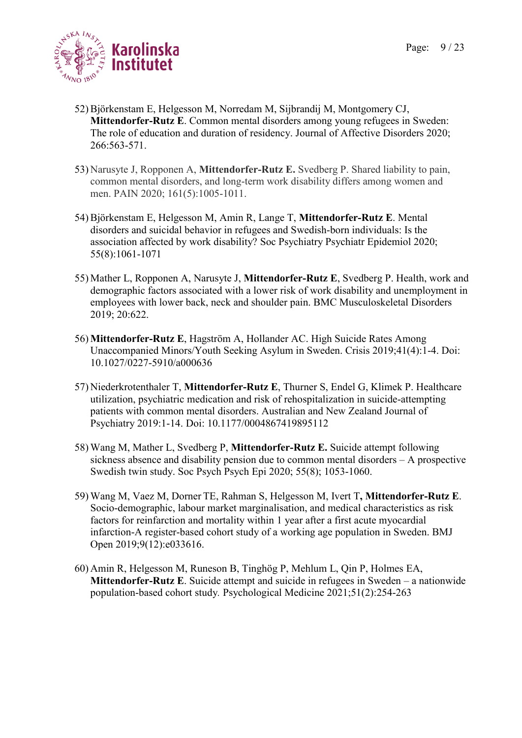52) Björkenstam E, Helgesson M, Norredam M, Sijbrandij M, Montgomery CJ, **Mittendorfer-Rutz E**. Common mental disorders among young refugees in Sweden: The role of education and duration of residency. Journal of Affective Disorders 2020; 266:563-571.

53) Narusyte J, Ropponen A, **Mittendorfer-Rutz E.** Svedberg P. Shared liability to pain, common mental disorders, and long-term work disability differs among women and men. PAIN 2020; 161(5):1005-1011.

54) Björkenstam E, Helgesson M, Amin R, Lange T, **Mittendorfer-Rutz E**. Mental disorders and suicidal behavior in refugees and Swedish-born individuals: Is the association affected by work disability? Soc Psychiatry Psychiatr Epidemiol 2020; 55(8):1061-1071

55) Mather L, Ropponen A, Narusyte J, **Mittendorfer-Rutz E**, Svedberg P. Health, work and demographic factors associated with a lower risk of work disability and unemployment in employees with lower back, neck and shoulder pain. BMC Musculoskeletal Disorders 2019; 20:622.

56) **Mittendorfer-Rutz E**, Hagström A, Hollander AC. High Suicide Rates Among Unaccompanied Minors/Youth Seeking Asylum in Sweden. Crisis 2019;41(4):1-4. Doi: 10.1027/0227-5910/a000636

57) Niederkrotenthaler T, **Mittendorfer-Rutz E**, Thurner S, Endel G, Klimek P. Healthcare utilization, psychiatric medication and risk of rehospitalization in suicide-attempting patients with common mental disorders. Australian and New Zealand Journal of Psychiatry 2019:1-14. Doi: 10.1177/0004867419895112

58) Wang M, Mather L, Svedberg P, **Mittendorfer-Rutz E.** Suicide attempt following sickness absence and disability pension due to common mental disorders – A prospective Swedish twin study. Soc Psych Psych Epi 2020; 55(8); 1053-1060.

59) Wang M, Vaez M, Dorner TE, Rahman S, Helgesson M, Ivert T**, Mittendorfer-Rutz E**. Socio-demographic, labour market marginalisation, and medical characteristics as risk factors for reinfarction and mortality within 1 year after a first acute myocardial infarction-A register-based cohort study of a working age population in Sweden. BMJ Open 2019;9(12):e033616.

60) Amin R, Helgesson M, Runeson B, Tinghög P, Mehlum L, Qin P, Holmes EA, **Mittendorfer-Rutz E**. Suicide attempt and suicide in refugees in Sweden – a nationwide population-based cohort study. Psychological Medicine 2021;51(2):254-263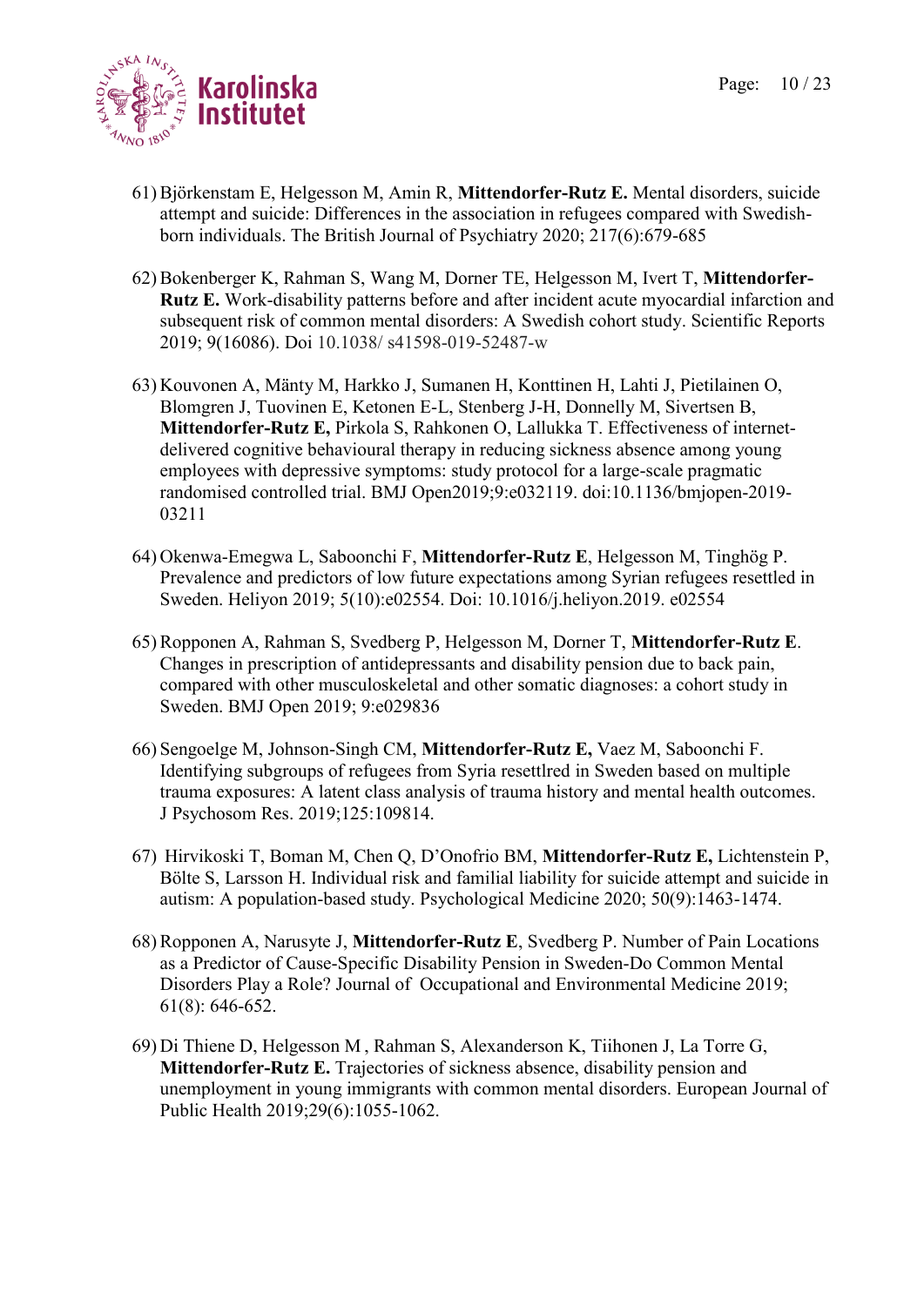61) Björkenstam E, Helgesson M, Amin R, **Mittendorfer-Rutz E.** Mental disorders, suicide attempt and suicide: Differences in the association in refugees compared with Swedish-born individuals. The British Journal of Psychiatry 2020; 217(6):679-685

62) Bokenberger K, Rahman S, Wang M, Dorner TE, Helgesson M, Ivert T, **Mittendorfer-Rutz E.** Work-disability patterns before and after incident acute myocardial infarction and subsequent risk of common mental disorders: A Swedish cohort study. Scientific Reports 2019; 9(16086). Doi 10.1038/ s41598-019-52487-w

63) Kouvonen A, Mänty M, Harkko J, Sumanen H, Konttinen H, Lahti J, Pietilainen O, Blomgren J, Tuovinen E, Ketonen E-L, Stenberg J-H, Donnelly M, Sivertsen B, **Mittendorfer-Rutz E,** Pirkola S, Rahkonen O, Lallukka T. Effectiveness of internet-delivered cognitive behavioural therapy in reducing sickness absence among young employees with depressive symptoms: study protocol for a large-scale pragmatic randomised controlled trial. BMJ Open2019;9:e032119. doi:10.1136/bmjopen-2019-03211

64) Okenwa-Emegwa L, Saboonchi F, **Mittendorfer-Rutz E**, Helgesson M, Tinghög P. Prevalence and predictors of low future expectations among Syrian refugees resettled in Sweden. Heliyon 2019; 5(10):e02554. Doi: 10.1016/j.heliyon.2019. e02554

65) Ropponen A, Rahman S, Svedberg P, Helgesson M, Dorner T, **Mittendorfer-Rutz E**. Changes in prescription of antidepressants and disability pension due to back pain, compared with other musculoskeletal and other somatic diagnoses: a cohort study in Sweden. BMJ Open 2019; 9:e029836

66) Sengoelge M, Johnson-Singh CM, **Mittendorfer-Rutz E,** Vaez M, Saboonchi F. Identifying subgroups of refugees from Syria resettlred in Sweden based on multiple trauma exposures: A latent class analysis of trauma history and mental health outcomes. J Psychosom Res. 2019;125:109814.

67) Hirvikoski T, Boman M, Chen Q, D'Onofrio BM, **Mittendorfer-Rutz E,** Lichtenstein P, Bölte S, Larsson H. Individual risk and familial liability for suicide attempt and suicide in autism: A population-based study. Psychological Medicine 2020; 50(9):1463-1474.

68) Ropponen A, Narusyte J, **Mittendorfer-Rutz E**, Svedberg P. Number of Pain Locations as a Predictor of Cause-Specific Disability Pension in Sweden-Do Common Mental Disorders Play a Role? Journal of Occupational and Environmental Medicine 2019; 61(8): 646-652.

69) Di Thiene D, Helgesson M , Rahman S, Alexanderson K, Tiihonen J, La Torre G, **Mittendorfer-Rutz E.** Trajectories of sickness absence, disability pension and unemployment in young immigrants with common mental disorders. European Journal of Public Health 2019;29(6):1055-1062.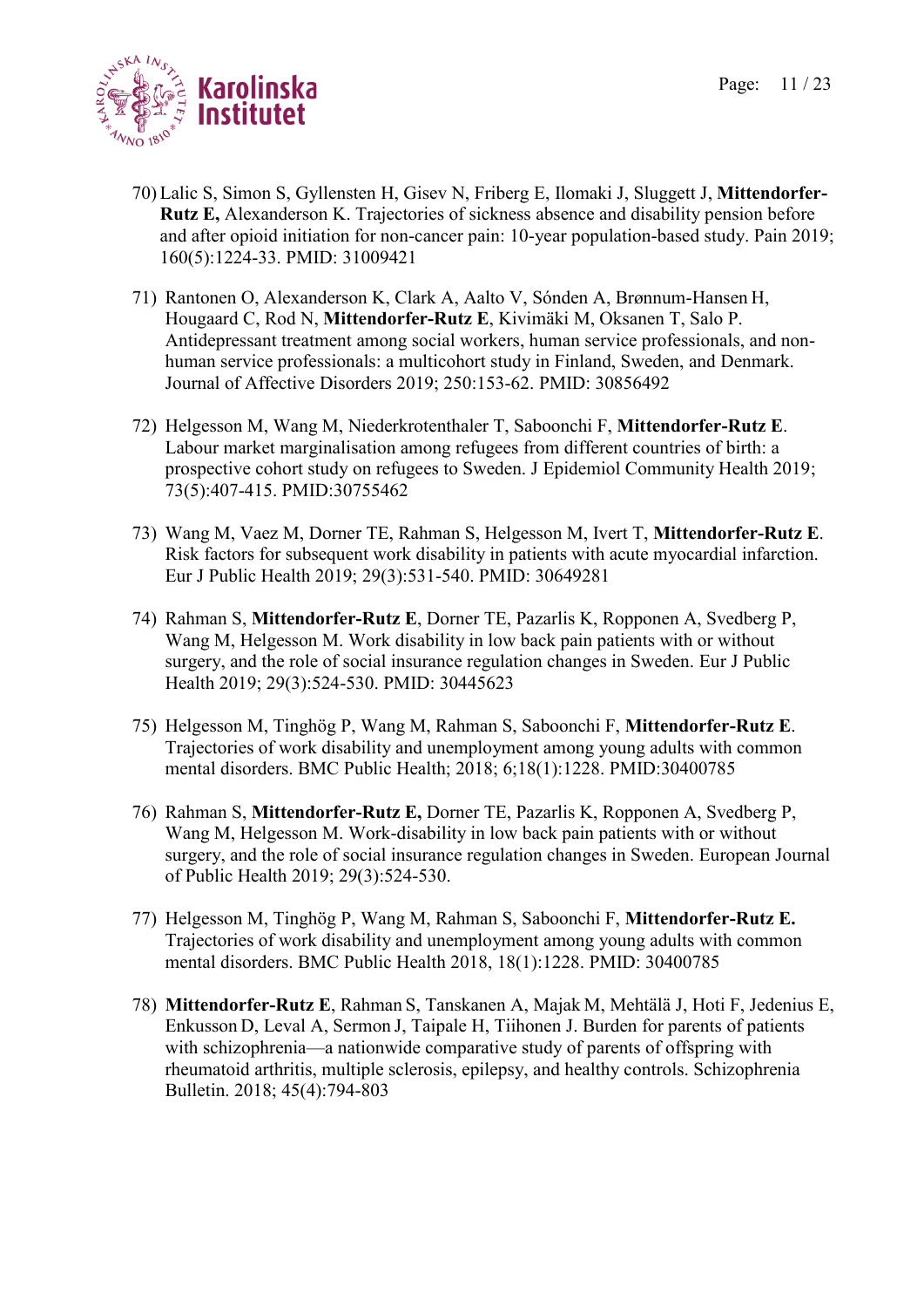70) Lalic S, Simon S, Gyllensten H, Gisev N, Friberg E, Ilomaki J, Sluggett J, **Mittendorfer-Rutz E,** Alexanderson K. Trajectories of sickness absence and disability pension before and after opioid initiation for non-cancer pain: 10-year population-based study. Pain 2019; 160(5):1224-33. PMID: 31009421

71) Rantonen O, Alexanderson K, Clark A, Aalto V, Sónden A, Brønnum-Hansen H, Hougaard C, Rod N, **Mittendorfer-Rutz E**, Kivimäki M, Oksanen T, Salo P. Antidepressant treatment among social workers, human service professionals, and non-human service professionals: a multicohort study in Finland, Sweden, and Denmark. Journal of Affective Disorders 2019; 250:153-62. PMID: 30856492

72) Helgesson M, Wang M, Niederkrotenthaler T, Saboonchi F, **Mittendorfer-Rutz E**. Labour market marginalisation among refugees from different countries of birth: a prospective cohort study on refugees to Sweden. J Epidemiol Community Health 2019; 73(5):407-415. PMID:30755462

73) Wang M, Vaez M, Dorner TE, Rahman S, Helgesson M, Ivert T, **Mittendorfer-Rutz E**. Risk factors for subsequent work disability in patients with acute myocardial infarction. Eur J Public Health 2019; 29(3):531-540. PMID: 30649281

74) Rahman S, **Mittendorfer-Rutz E**, Dorner TE, Pazarlis K, Ropponen A, Svedberg P, Wang M, Helgesson M. Work disability in low back pain patients with or without surgery, and the role of social insurance regulation changes in Sweden. Eur J Public Health 2019; 29(3):524-530. PMID: 30445623

75) Helgesson M, Tinghög P, Wang M, Rahman S, Saboonchi F, **Mittendorfer-Rutz E**. Trajectories of work disability and unemployment among young adults with common mental disorders. BMC Public Health; 2018; 6;18(1):1228. PMID:30400785

76) Rahman S, **Mittendorfer-Rutz E,** Dorner TE, Pazarlis K, Ropponen A, Svedberg P, Wang M, Helgesson M. Work-disability in low back pain patients with or without surgery, and the role of social insurance regulation changes in Sweden. European Journal of Public Health 2019; 29(3):524-530.

77) Helgesson M, Tinghög P, Wang M, Rahman S, Saboonchi F, **Mittendorfer-Rutz E.** Trajectories of work disability and unemployment among young adults with common mental disorders. BMC Public Health 2018, 18(1):1228. PMID: 30400785

78) **Mittendorfer-Rutz E**, Rahman S, Tanskanen A, Majak M, Mehtälä J, Hoti F, Jedenius E, Enkusson D, Leval A, Sermon J, Taipale H, Tiihonen J. Burden for parents of patients with schizophrenia—a nationwide comparative study of parents of offspring with rheumatoid arthritis, multiple sclerosis, epilepsy, and healthy controls. Schizophrenia Bulletin. 2018; 45(4):794-803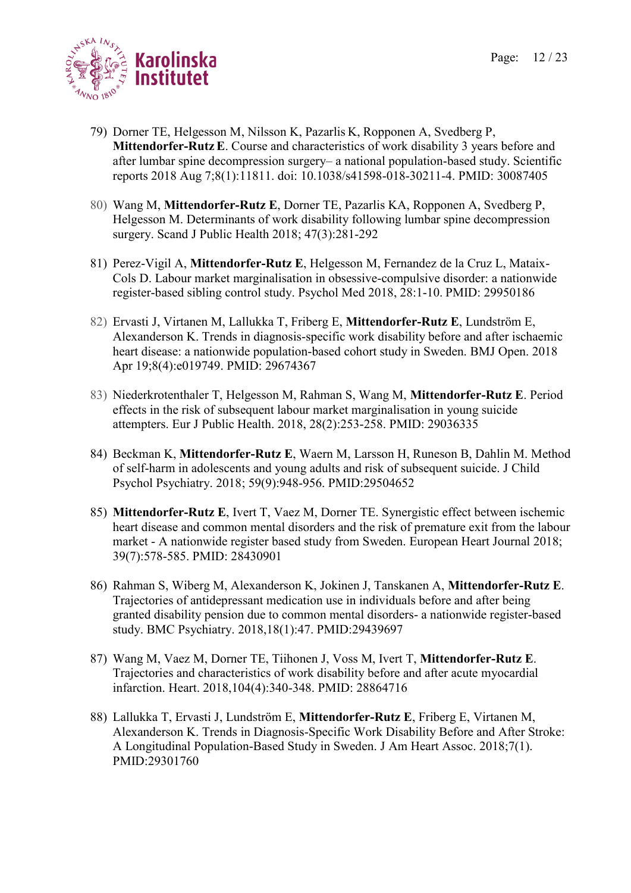79) Dorner TE, Helgesson M, Nilsson K, Pazarlis K, Ropponen A, Svedberg P, **Mittendorfer-Rutz E**. Course and characteristics of work disability 3 years before and after lumbar spine decompression surgery– a national population-based study. Scientific reports 2018 Aug 7;8(1):11811. doi: 10.1038/s41598-018-30211-4. PMID: 30087405

80) Wang M, **Mittendorfer-Rutz E**, Dorner TE, Pazarlis KA, Ropponen A, Svedberg P, Helgesson M. Determinants of work disability following lumbar spine decompression surgery. Scand J Public Health 2018; 47(3):281-292

81) Perez-Vigil A, **Mittendorfer-Rutz E**, Helgesson M, Fernandez de la Cruz L, Mataix-Cols D. Labour market marginalisation in obsessive-compulsive disorder: a nationwide register-based sibling control study. Psychol Med 2018, 28:1-10. PMID: 29950186

82) Ervasti J, Virtanen M, Lallukka T, Friberg E, **Mittendorfer-Rutz E**, Lundström E, Alexanderson K. Trends in diagnosis-specific work disability before and after ischaemic heart disease: a nationwide population-based cohort study in Sweden. BMJ Open. 2018 Apr 19;8(4):e019749. PMID: 29674367

83) Niederkrotenthaler T, Helgesson M, Rahman S, Wang M, **Mittendorfer-Rutz E**. Period effects in the risk of subsequent labour market marginalisation in young suicide attempters. Eur J Public Health. 2018, 28(2):253-258. PMID: 29036335

84) Beckman K, **Mittendorfer-Rutz E**, Waern M, Larsson H, Runeson B, Dahlin M. Method of self-harm in adolescents and young adults and risk of subsequent suicide. J Child Psychol Psychiatry. 2018; 59(9):948-956. PMID:29504652

85) **Mittendorfer-Rutz E**, Ivert T, Vaez M, Dorner TE. Synergistic effect between ischemic heart disease and common mental disorders and the risk of premature exit from the labour market - A nationwide register based study from Sweden. European Heart Journal 2018; 39(7):578-585. PMID: 28430901

86) Rahman S, Wiberg M, Alexanderson K, Jokinen J, Tanskanen A, **Mittendorfer-Rutz E**. Trajectories of antidepressant medication use in individuals before and after being granted disability pension due to common mental disorders- a nationwide register-based study. BMC Psychiatry. 2018,18(1):47. PMID:29439697

87) Wang M, Vaez M, Dorner TE, Tiihonen J, Voss M, Ivert T, **Mittendorfer-Rutz E**. Trajectories and characteristics of work disability before and after acute myocardial infarction. Heart. 2018,104(4):340-348. PMID: 28864716

88) Lallukka T, Ervasti J, Lundström E, **Mittendorfer-Rutz E**, Friberg E, Virtanen M, Alexanderson K. Trends in Diagnosis-Specific Work Disability Before and After Stroke: A Longitudinal Population-Based Study in Sweden. J Am Heart Assoc. 2018;7(1). PMID:29301760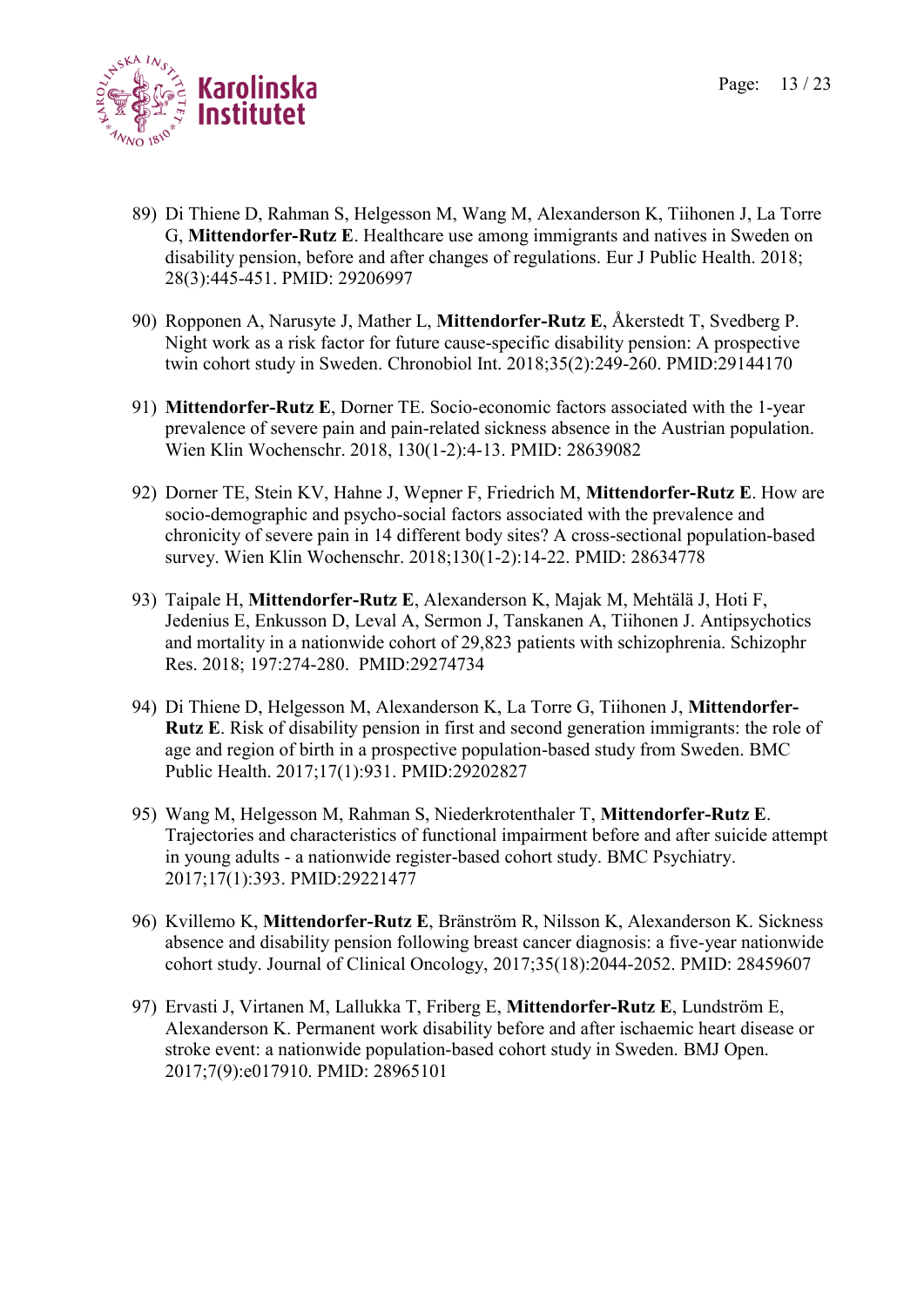89) Di Thiene D, Rahman S, Helgesson M, Wang M, Alexanderson K, Tiihonen J, La Torre G, **Mittendorfer-Rutz E**. Healthcare use among immigrants and natives in Sweden on disability pension, before and after changes of regulations. Eur J Public Health. 2018; 28(3):445-451. PMID: 29206997

90) Ropponen A, Narusyte J, Mather L, **Mittendorfer-Rutz E**, Åkerstedt T, Svedberg P. Night work as a risk factor for future cause-specific disability pension: A prospective twin cohort study in Sweden. Chronobiol Int. 2018;35(2):249-260. PMID:29144170

91) **Mittendorfer-Rutz E**, Dorner TE. Socio-economic factors associated with the 1-year prevalence of severe pain and pain-related sickness absence in the Austrian population. Wien Klin Wochenschr. 2018, 130(1-2):4-13. PMID: 28639082

92) Dorner TE, Stein KV, Hahne J, Wepner F, Friedrich M, **Mittendorfer-Rutz E**. How are socio-demographic and psycho-social factors associated with the prevalence and chronicity of severe pain in 14 different body sites? A cross-sectional population-based survey. Wien Klin Wochenschr. 2018;130(1-2):14-22. PMID: 28634778

93) Taipale H, **Mittendorfer-Rutz E**, Alexanderson K, Majak M, Mehtälä J, Hoti F, Jedenius E, Enkusson D, Leval A, Sermon J, Tanskanen A, Tiihonen J. Antipsychotics and mortality in a nationwide cohort of 29,823 patients with schizophrenia. Schizophr Res. 2018; 197:274-280. PMID:29274734

94) Di Thiene D, Helgesson M, Alexanderson K, La Torre G, Tiihonen J, **Mittendorfer-Rutz E**. Risk of disability pension in first and second generation immigrants: the role of age and region of birth in a prospective population-based study from Sweden. BMC Public Health. 2017;17(1):931. PMID:29202827

95) Wang M, Helgesson M, Rahman S, Niederkrotenthaler T, **Mittendorfer-Rutz E**. Trajectories and characteristics of functional impairment before and after suicide attempt in young adults - a nationwide register-based cohort study. BMC Psychiatry. 2017;17(1):393. PMID:29221477

96) Kvillemo K, **Mittendorfer-Rutz E**, Bränström R, Nilsson K, Alexanderson K. Sickness absence and disability pension following breast cancer diagnosis: a five-year nationwide cohort study. Journal of Clinical Oncology, 2017;35(18):2044-2052. PMID: 28459607

97) Ervasti J, Virtanen M, Lallukka T, Friberg E, **Mittendorfer-Rutz E**, Lundström E, Alexanderson K. Permanent work disability before and after ischaemic heart disease or stroke event: a nationwide population-based cohort study in Sweden. BMJ Open. 2017;7(9):e017910. PMID: 28965101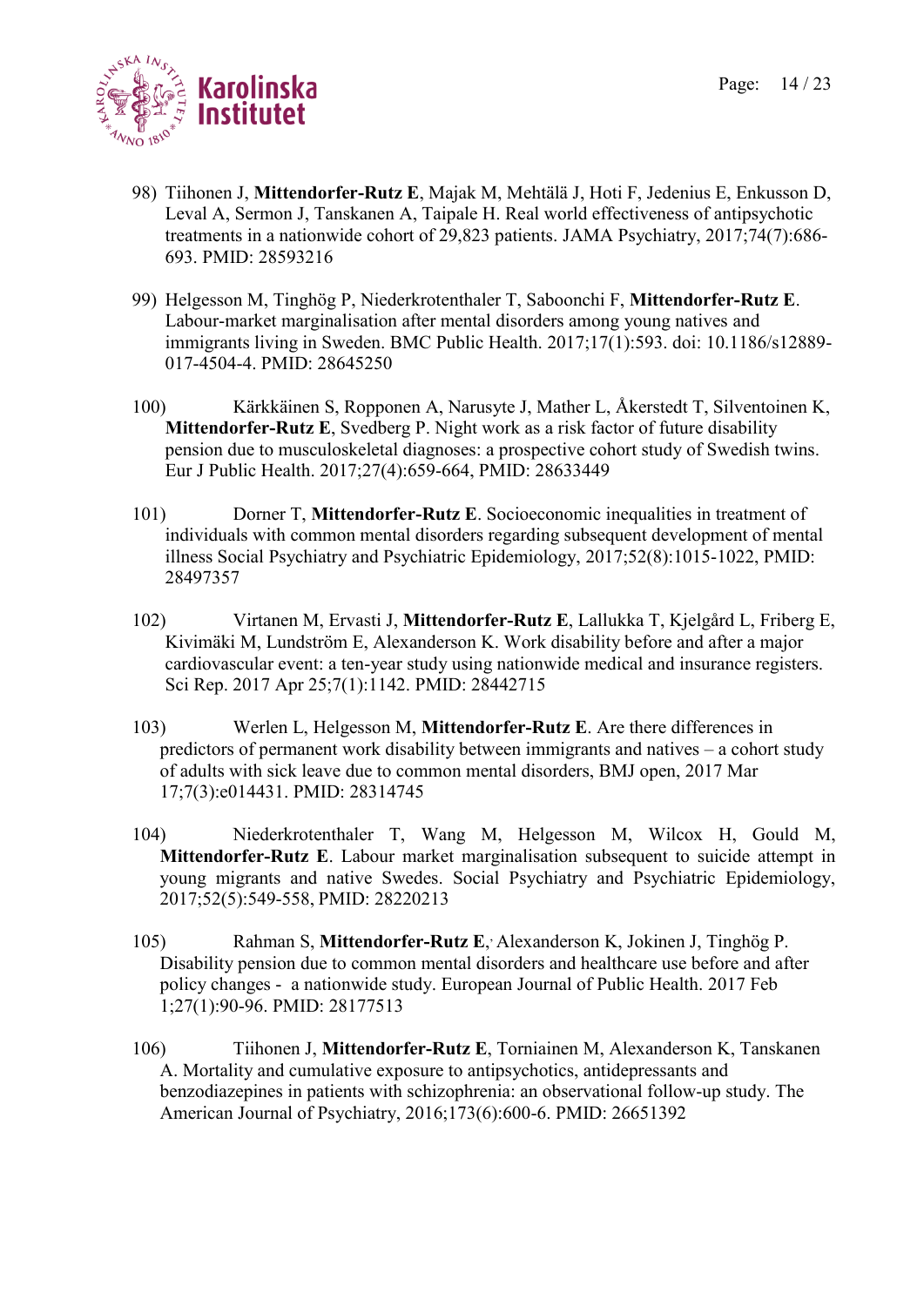98) Tiihonen J, **Mittendorfer-Rutz E**, Majak M, Mehtälä J, Hoti F, Jedenius E, Enkusson D, Leval A, Sermon J, Tanskanen A, Taipale H. Real world effectiveness of antipsychotic treatments in a nationwide cohort of 29,823 patients. JAMA Psychiatry, 2017;74(7):686-693. PMID: 28593216

99) Helgesson M, Tinghög P, Niederkrotenthaler T, Saboonchi F, **Mittendorfer-Rutz E**. Labour-market marginalisation after mental disorders among young natives and immigrants living in Sweden. BMC Public Health. 2017;17(1):593. doi: 10.1186/s12889-017-4504-4. PMID: 28645250

100) Kärkkäinen S, Ropponen A, Narusyte J, Mather L, Åkerstedt T, Silventoinen K, **Mittendorfer-Rutz E**, Svedberg P. Night work as a risk factor of future disability pension due to musculoskeletal diagnoses: a prospective cohort study of Swedish twins. Eur J Public Health. 2017;27(4):659-664, PMID: 28633449

101) Dorner T, **Mittendorfer-Rutz E**. Socioeconomic inequalities in treatment of individuals with common mental disorders regarding subsequent development of mental illness Social Psychiatry and Psychiatric Epidemiology, 2017;52(8):1015-1022, PMID: 28497357

102) Virtanen M, Ervasti J, **Mittendorfer-Rutz E**, Lallukka T, Kjelgård L, Friberg E, Kivimäki M, Lundström E, Alexanderson K. Work disability before and after a major cardiovascular event: a ten-year study using nationwide medical and insurance registers. Sci Rep. 2017 Apr 25;7(1):1142. PMID: 28442715

103) Werlen L, Helgesson M, **Mittendorfer-Rutz E**. Are there differences in predictors of permanent work disability between immigrants and natives – a cohort study of adults with sick leave due to common mental disorders, BMJ open, 2017 Mar 17;7(3):e014431. PMID: 28314745

104) Niederkrotenthaler T, Wang M, Helgesson M, Wilcox H, Gould M, **Mittendorfer-Rutz E**. Labour market marginalisation subsequent to suicide attempt in young migrants and native Swedes. Social Psychiatry and Psychiatric Epidemiology, 2017;52(5):549-558, PMID: 28220213

105) Rahman S, **Mittendorfer-Rutz E**,, Alexanderson K, Jokinen J, Tinghög P. Disability pension due to common mental disorders and healthcare use before and after policy changes - a nationwide study. European Journal of Public Health. 2017 Feb 1;27(1):90-96. PMID: 28177513

106) Tiihonen J, **Mittendorfer-Rutz E**, Torniainen M, Alexanderson K, Tanskanen A. Mortality and cumulative exposure to antipsychotics, antidepressants and benzodiazepines in patients with schizophrenia: an observational follow-up study. The American Journal of Psychiatry, 2016;173(6):600-6. PMID: 26651392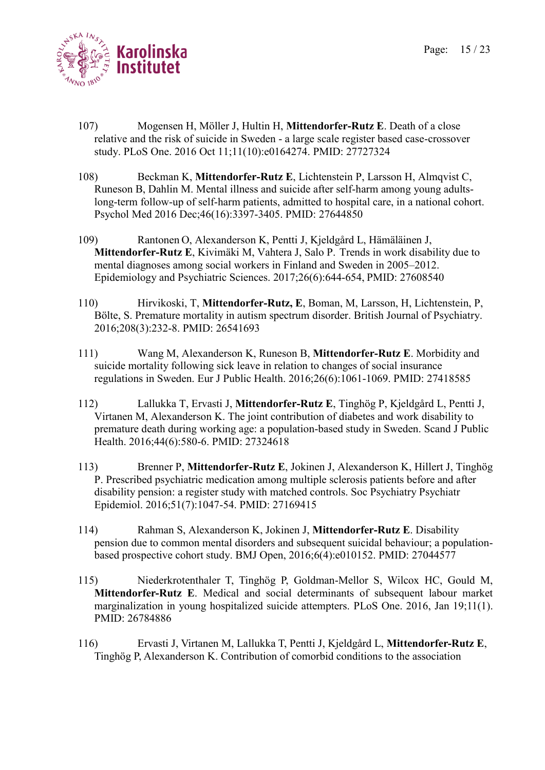107) Mogensen H, Möller J, Hultin H, **Mittendorfer-Rutz E**. Death of a close relative and the risk of suicide in Sweden - a large scale register based case-crossover study. PLoS One. 2016 Oct 11;11(10):e0164274. PMID: 27727324

108) Beckman K, **Mittendorfer-Rutz E**, Lichtenstein P, Larsson H, Almqvist C, Runeson B, Dahlin M. Mental illness and suicide after self-harm among young adults-long-term follow-up of self-harm patients, admitted to hospital care, in a national cohort. Psychol Med 2016 Dec;46(16):3397-3405. PMID: 27644850

109) Rantonen O, Alexanderson K, Pentti J, Kjeldgård L, Hämäläinen J, **Mittendorfer-Rutz E**, Kivimäki M, Vahtera J, Salo P. Trends in work disability due to mental diagnoses among social workers in Finland and Sweden in 2005–2012. Epidemiology and Psychiatric Sciences. 2017;26(6):644-654, PMID: 27608540

110) Hirvikoski, T, **Mittendorfer-Rutz, E**, Boman, M, Larsson, H, Lichtenstein, P, Bölte, S. Premature mortality in autism spectrum disorder. British Journal of Psychiatry. 2016;208(3):232-8. PMID: 26541693

111) Wang M, Alexanderson K, Runeson B, **Mittendorfer-Rutz E**. Morbidity and suicide mortality following sick leave in relation to changes of social insurance regulations in Sweden. Eur J Public Health. 2016;26(6):1061-1069. PMID: 27418585

112) Lallukka T, Ervasti J, **Mittendorfer-Rutz E**, Tinghög P, Kjeldgård L, Pentti J, Virtanen M, Alexanderson K. The joint contribution of diabetes and work disability to premature death during working age: a population-based study in Sweden. Scand J Public Health. 2016;44(6):580-6. PMID: 27324618

113) Brenner P, **Mittendorfer-Rutz E**, Jokinen J, Alexanderson K, Hillert J, Tinghög P. Prescribed psychiatric medication among multiple sclerosis patients before and after disability pension: a register study with matched controls. Soc Psychiatry Psychiatr Epidemiol. 2016;51(7):1047-54. PMID: 27169415

114) Rahman S, Alexanderson K, Jokinen J, **Mittendorfer-Rutz E**. Disability pension due to common mental disorders and subsequent suicidal behaviour; a population-based prospective cohort study. BMJ Open, 2016;6(4):e010152. PMID: 27044577

115) Niederkrotenthaler T, Tinghög P, Goldman-Mellor S, Wilcox HC, Gould M, **Mittendorfer-Rutz E**. Medical and social determinants of subsequent labour market marginalization in young hospitalized suicide attempters. PLoS One. 2016, Jan 19;11(1). PMID: 26784886

116) Ervasti J, Virtanen M, Lallukka T, Pentti J, Kjeldgård L, **Mittendorfer-Rutz E**, Tinghög P, Alexanderson K. Contribution of comorbid conditions to the association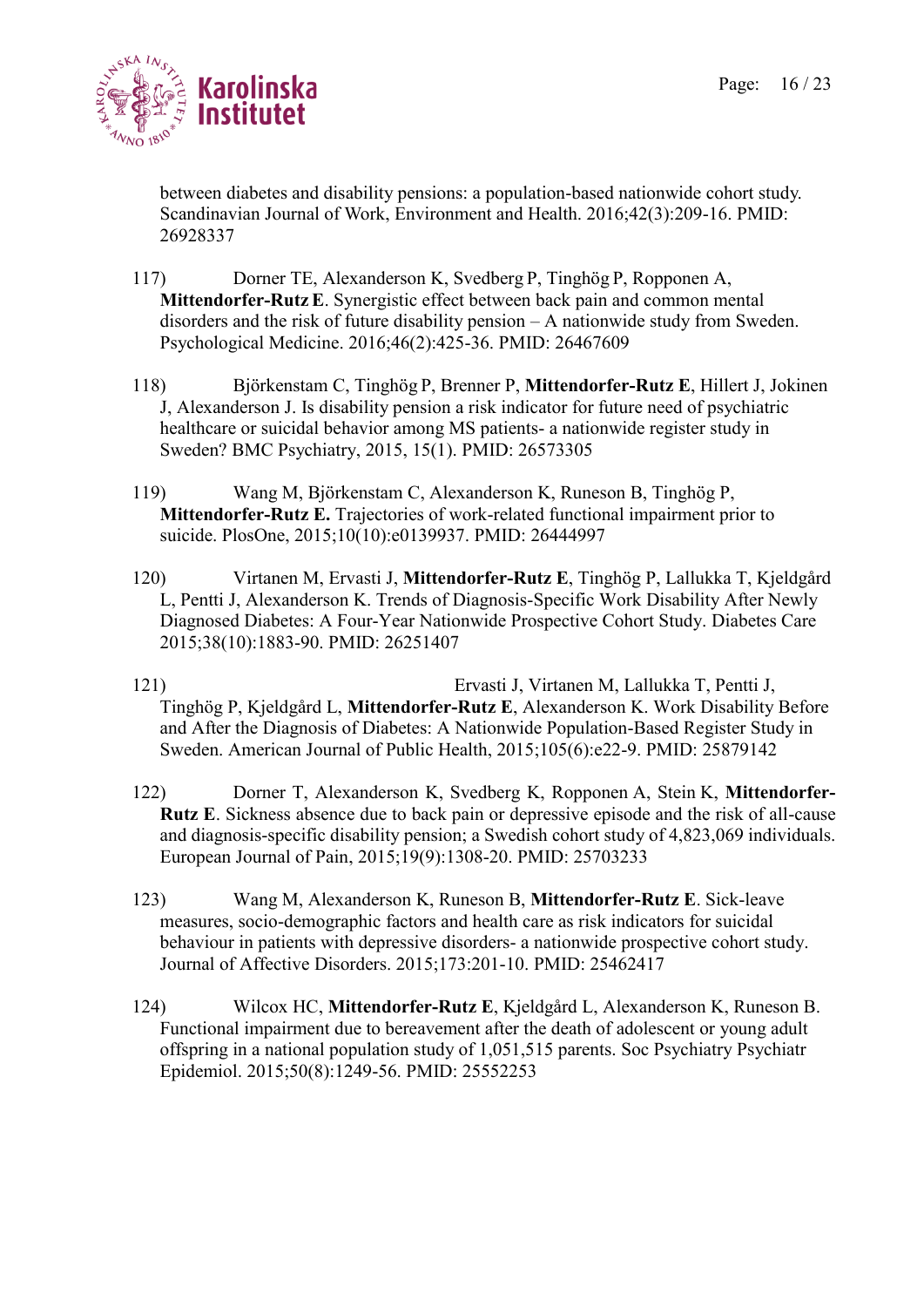between diabetes and disability pensions: a population-based nationwide cohort study. Scandinavian Journal of Work, Environment and Health. 2016;42(3):209-16. PMID: 26928337

117) Dorner TE, Alexanderson K, Svedberg P, Tinghög P, Ropponen A, **Mittendorfer-Rutz E**. Synergistic effect between back pain and common mental disorders and the risk of future disability pension – A nationwide study from Sweden. Psychological Medicine. 2016;46(2):425-36. PMID: 26467609

118) Björkenstam C, Tinghög P, Brenner P, **Mittendorfer-Rutz E**, Hillert J, Jokinen J, Alexanderson J. Is disability pension a risk indicator for future need of psychiatric healthcare or suicidal behavior among MS patients- a nationwide register study in Sweden? BMC Psychiatry, 2015, 15(1). PMID: 26573305

119) Wang M, Björkenstam C, Alexanderson K, Runeson B, Tinghög P, **Mittendorfer-Rutz E.** Trajectories of work-related functional impairment prior to suicide. PlosOne, 2015;10(10):e0139937. PMID: 26444997

120) Virtanen M, Ervasti J, **Mittendorfer-Rutz E**, Tinghög P, Lallukka T, Kjeldgård L, Pentti J, Alexanderson K. Trends of Diagnosis-Specific Work Disability After Newly Diagnosed Diabetes: A Four-Year Nationwide Prospective Cohort Study. Diabetes Care 2015;38(10):1883-90. PMID: 26251407

121) Ervasti J, Virtanen M, Lallukka T, Pentti J, Tinghög P, Kjeldgård L, **Mittendorfer-Rutz E**, Alexanderson K. Work Disability Before and After the Diagnosis of Diabetes: A Nationwide Population-Based Register Study in Sweden. American Journal of Public Health, 2015;105(6):e22-9. PMID: 25879142

122) Dorner T, Alexanderson K, Svedberg K, Ropponen A, Stein K, **Mittendorfer-Rutz E**. Sickness absence due to back pain or depressive episode and the risk of all-cause and diagnosis-specific disability pension; a Swedish cohort study of 4,823,069 individuals. European Journal of Pain, 2015;19(9):1308-20. PMID: 25703233

123) Wang M, Alexanderson K, Runeson B, **Mittendorfer-Rutz E**. Sick-leave measures, socio-demographic factors and health care as risk indicators for suicidal behaviour in patients with depressive disorders- a nationwide prospective cohort study. Journal of Affective Disorders. 2015;173:201-10. PMID: 25462417

124) Wilcox HC, **Mittendorfer-Rutz E**, Kjeldgård L, Alexanderson K, Runeson B. Functional impairment due to bereavement after the death of adolescent or young adult offspring in a national population study of 1,051,515 parents. Soc Psychiatry Psychiatr Epidemiol. 2015;50(8):1249-56. PMID: 25552253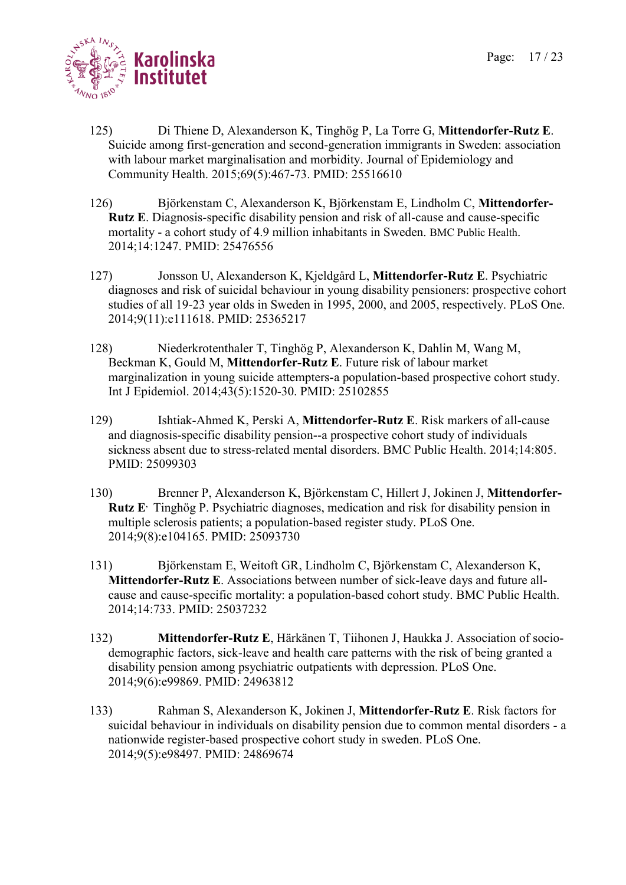125) Di Thiene D, Alexanderson K, Tinghög P, La Torre G, **Mittendorfer-Rutz E**. Suicide among first-generation and second-generation immigrants in Sweden: association with labour market marginalisation and morbidity. Journal of Epidemiology and Community Health. 2015;69(5):467-73. PMID: 25516610

126) Björkenstam C, Alexanderson K, Björkenstam E, Lindholm C, **Mittendorfer-Rutz E**. Diagnosis-specific disability pension and risk of all-cause and cause-specific mortality - a cohort study of 4.9 million inhabitants in Sweden. BMC Public Health. 2014;14:1247. PMID: 25476556

127) Jonsson U, Alexanderson K, Kjeldgård L, **Mittendorfer-Rutz E**. Psychiatric diagnoses and risk of suicidal behaviour in young disability pensioners: prospective cohort studies of all 19-23 year olds in Sweden in 1995, 2000, and 2005, respectively. PLoS One. 2014;9(11):e111618. PMID: 25365217

128) Niederkrotenthaler T, Tinghög P, Alexanderson K, Dahlin M, Wang M, Beckman K, Gould M, **Mittendorfer-Rutz E**. Future risk of labour market marginalization in young suicide attempters-a population-based prospective cohort study. Int J Epidemiol. 2014;43(5):1520-30. PMID: 25102855

129) Ishtiak-Ahmed K, Perski A, **Mittendorfer-Rutz E**. Risk markers of all-cause and diagnosis-specific disability pension--a prospective cohort study of individuals sickness absent due to stress-related mental disorders. BMC Public Health. 2014;14:805. PMID: 25099303

130) Brenner P, Alexanderson K, Björkenstam C, Hillert J, Jokinen J, **Mittendorfer-Rutz E**, Tinghög P. Psychiatric diagnoses, medication and risk for disability pension in multiple sclerosis patients; a population-based register study. PLoS One. 2014;9(8):e104165. PMID: 25093730

131) Björkenstam E, Weitoft GR, Lindholm C, Björkenstam C, Alexanderson K, **Mittendorfer-Rutz E**. Associations between number of sick-leave days and future all-cause and cause-specific mortality: a population-based cohort study. BMC Public Health. 2014;14:733. PMID: 25037232

132) **Mittendorfer-Rutz E**, Härkänen T, Tiihonen J, Haukka J. Association of socio-demographic factors, sick-leave and health care patterns with the risk of being granted a disability pension among psychiatric outpatients with depression. PLoS One. 2014;9(6):e99869. PMID: 24963812

133) Rahman S, Alexanderson K, Jokinen J, **Mittendorfer-Rutz E**. Risk factors for suicidal behaviour in individuals on disability pension due to common mental disorders - a nationwide register-based prospective cohort study in sweden. PLoS One. 2014;9(5):e98497. PMID: 24869674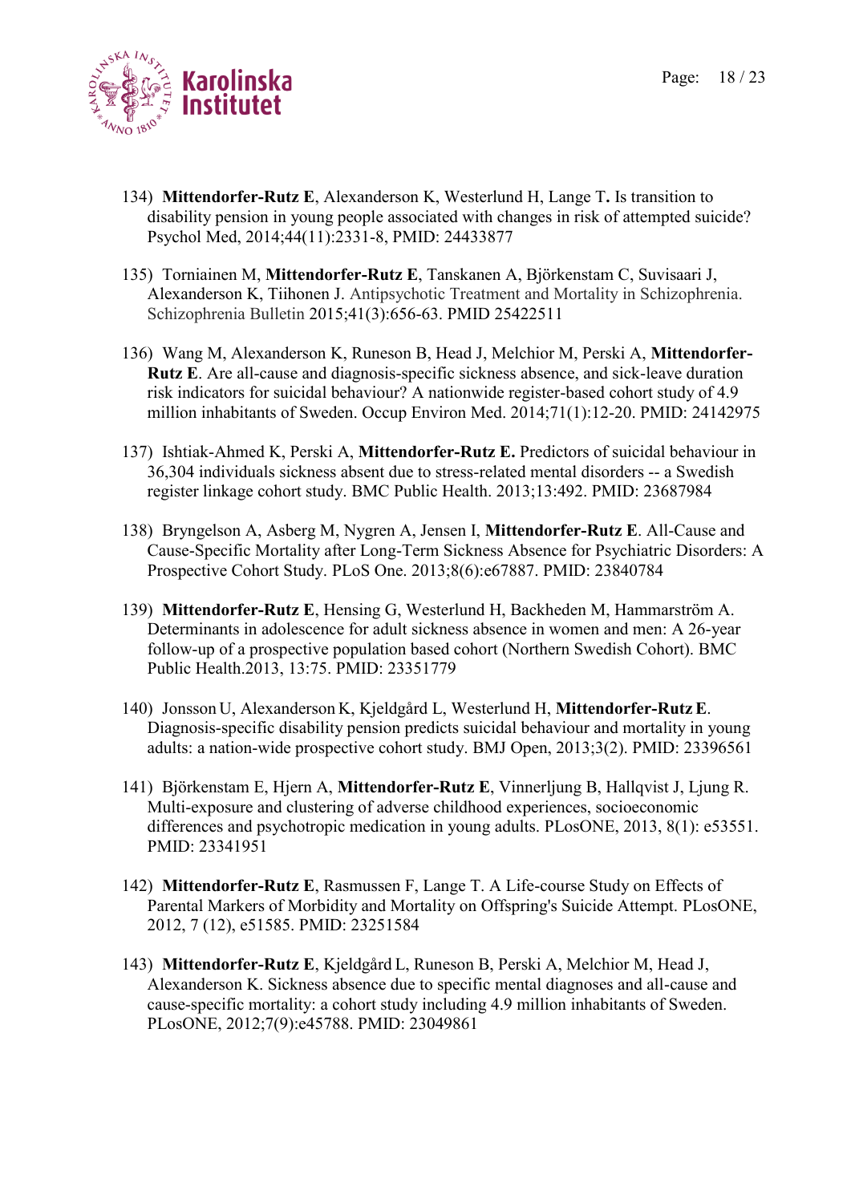134) **Mittendorfer-Rutz E**, Alexanderson K, Westerlund H, Lange T**.** Is transition to disability pension in young people associated with changes in risk of attempted suicide? Psychol Med, 2014;44(11):2331-8, PMID: 24433877

135) Torniainen M, **Mittendorfer-Rutz E**, Tanskanen A, Björkenstam C, Suvisaari J, Alexanderson K, Tiihonen J. Antipsychotic Treatment and Mortality in Schizophrenia. Schizophrenia Bulletin 2015;41(3):656-63. PMID 25422511

136) Wang M, Alexanderson K, Runeson B, Head J, Melchior M, Perski A, **Mittendorfer-Rutz E**. Are all-cause and diagnosis-specific sickness absence, and sick-leave duration risk indicators for suicidal behaviour? A nationwide register-based cohort study of 4.9 million inhabitants of Sweden. Occup Environ Med. 2014;71(1):12-20. PMID: 24142975

137) Ishtiak-Ahmed K, Perski A, **Mittendorfer-Rutz E.** Predictors of suicidal behaviour in 36,304 individuals sickness absent due to stress-related mental disorders -- a Swedish register linkage cohort study. BMC Public Health. 2013;13:492. PMID: 23687984

138) Bryngelson A, Asberg M, Nygren A, Jensen I, **Mittendorfer-Rutz E**. All-Cause and Cause-Specific Mortality after Long-Term Sickness Absence for Psychiatric Disorders: A Prospective Cohort Study. PLoS One. 2013;8(6):e67887. PMID: 23840784

139) **Mittendorfer-Rutz E**, Hensing G, Westerlund H, Backheden M, Hammarström A. Determinants in adolescence for adult sickness absence in women and men: A 26-year follow-up of a prospective population based cohort (Northern Swedish Cohort). BMC Public Health.2013, 13:75. PMID: 23351779

140) Jonsson U, Alexanderson K, Kjeldgård L, Westerlund H, **Mittendorfer-Rutz E**. Diagnosis-specific disability pension predicts suicidal behaviour and mortality in young adults: a nation-wide prospective cohort study. BMJ Open, 2013;3(2). PMID: 23396561

141) Björkenstam E, Hjern A, **Mittendorfer-Rutz E**, Vinnerljung B, Hallqvist J, Ljung R. Multi-exposure and clustering of adverse childhood experiences, socioeconomic differences and psychotropic medication in young adults. PLosONE, 2013, 8(1): e53551. PMID: 23341951

142) **Mittendorfer-Rutz E**, Rasmussen F, Lange T. A Life-course Study on Effects of Parental Markers of Morbidity and Mortality on Offspring's Suicide Attempt. PLosONE, 2012, 7 (12), e51585. PMID: 23251584

143) **Mittendorfer-Rutz E**, Kjeldgård L, Runeson B, Perski A, Melchior M, Head J, Alexanderson K. Sickness absence due to specific mental diagnoses and all-cause and cause-specific mortality: a cohort study including 4.9 million inhabitants of Sweden. PLosONE, 2012;7(9):e45788. PMID: 23049861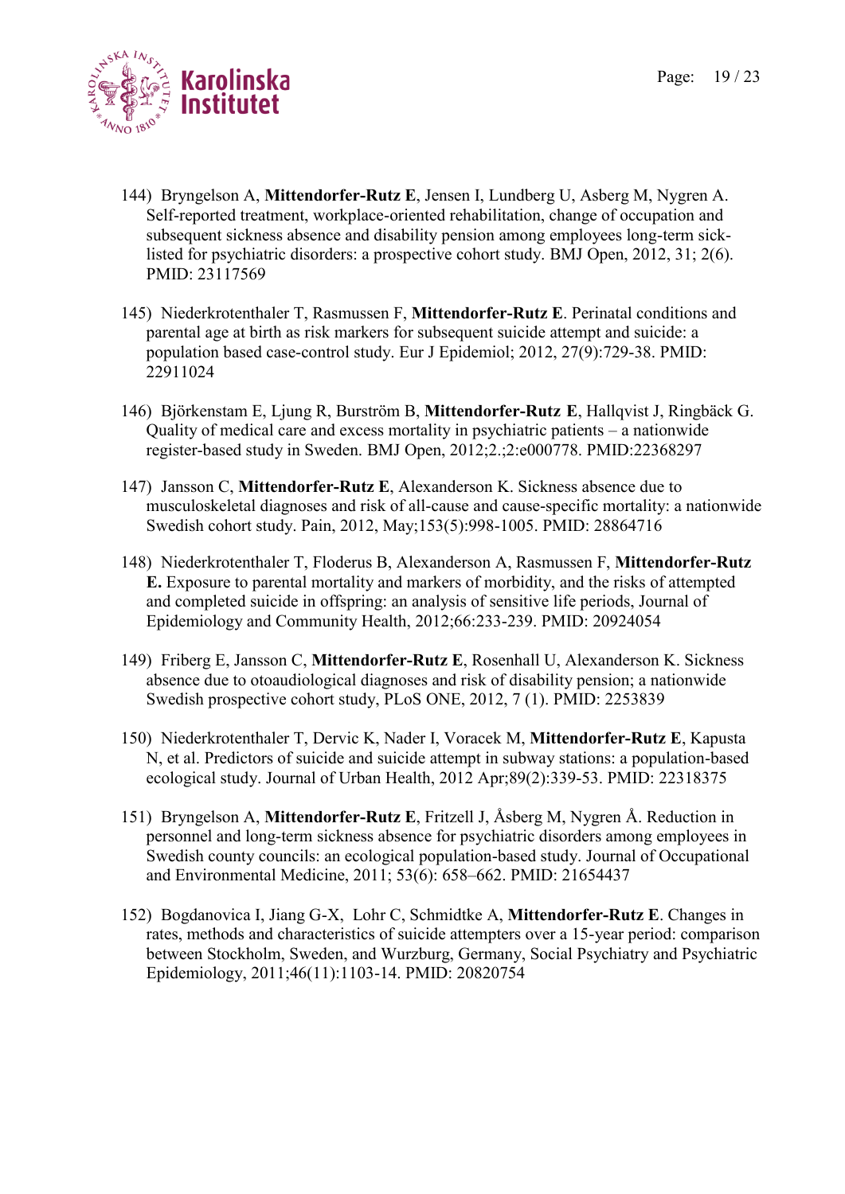144) Bryngelson A, **Mittendorfer-Rutz E**, Jensen I, Lundberg U, Asberg M, Nygren A. Self-reported treatment, workplace-oriented rehabilitation, change of occupation and subsequent sickness absence and disability pension among employees long-term sick-listed for psychiatric disorders: a prospective cohort study. BMJ Open, 2012, 31; 2(6). PMID: 23117569

145) Niederkrotenthaler T, Rasmussen F, **Mittendorfer-Rutz E**. Perinatal conditions and parental age at birth as risk markers for subsequent suicide attempt and suicide: a population based case-control study. Eur J Epidemiol; 2012, 27(9):729-38. PMID: 22911024

146) Björkenstam E, Ljung R, Burström B, **Mittendorfer-Rutz E**, Hallqvist J, Ringbäck G. Quality of medical care and excess mortality in psychiatric patients – a nationwide register-based study in Sweden. BMJ Open, 2012;2.:2:e000778. PMID:22368297

147) Jansson C, **Mittendorfer-Rutz E**, Alexanderson K. Sickness absence due to musculoskeletal diagnoses and risk of all-cause and cause-specific mortality: a nationwide Swedish cohort study. Pain, 2012, May;153(5):998-1005. PMID: 28864716

148) Niederkrotenthaler T, Floderus B, Alexanderson A, Rasmussen F, **Mittendorfer-Rutz E.** Exposure to parental mortality and markers of morbidity, and the risks of attempted and completed suicide in offspring: an analysis of sensitive life periods, Journal of Epidemiology and Community Health, 2012;66:233-239. PMID: 20924054

149) Friberg E, Jansson C, **Mittendorfer-Rutz E**, Rosenhall U, Alexanderson K. Sickness absence due to otoaudiological diagnoses and risk of disability pension; a nationwide Swedish prospective cohort study, PLoS ONE, 2012, 7 (1). PMID: 2253839

150) Niederkrotenthaler T, Dervic K, Nader I, Voracek M, **Mittendorfer-Rutz E**, Kapusta N, et al. Predictors of suicide and suicide attempt in subway stations: a population-based ecological study. Journal of Urban Health, 2012 Apr;89(2):339-53. PMID: 22318375

151) Bryngelson A, **Mittendorfer-Rutz E**, Fritzell J, Åsberg M, Nygren Å. Reduction in personnel and long-term sickness absence for psychiatric disorders among employees in Swedish county councils: an ecological population-based study. Journal of Occupational and Environmental Medicine, 2011; 53(6): 658–662. PMID: 21654437

152) Bogdanovica I, Jiang G-X, Lohr C, Schmidtke A, **Mittendorfer-Rutz E**. Changes in rates, methods and characteristics of suicide attempters over a 15-year period: comparison between Stockholm, Sweden, and Wurzburg, Germany, Social Psychiatry and Psychiatric Epidemiology, 2011;46(11):1103-14. PMID: 20820754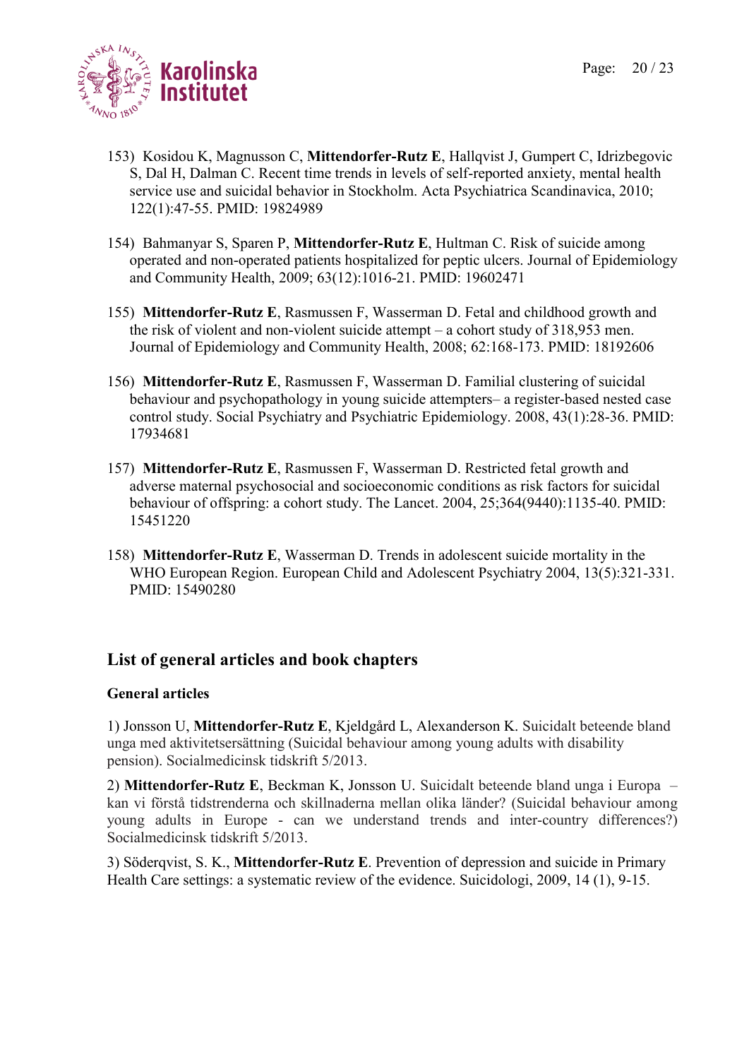153) Kosidou K, Magnusson C, **Mittendorfer-Rutz E**, Hallqvist J, Gumpert C, Idrizbegovic S, Dal H, Dalman C. Recent time trends in levels of self-reported anxiety, mental health service use and suicidal behavior in Stockholm. Acta Psychiatrica Scandinavica, 2010; 122(1):47-55. PMID: 19824989

154) Bahmanyar S, Sparen P, **Mittendorfer-Rutz E**, Hultman C. Risk of suicide among operated and non-operated patients hospitalized for peptic ulcers. Journal of Epidemiology and Community Health, 2009; 63(12):1016-21. PMID: 19602471

155) **Mittendorfer-Rutz E**, Rasmussen F, Wasserman D. Fetal and childhood growth and the risk of violent and non-violent suicide attempt – a cohort study of 318,953 men. Journal of Epidemiology and Community Health, 2008; 62:168-173. PMID: 18192606

156) **Mittendorfer-Rutz E**, Rasmussen F, Wasserman D. Familial clustering of suicidal behaviour and psychopathology in young suicide attempters– a register-based nested case control study. Social Psychiatry and Psychiatric Epidemiology. 2008, 43(1):28-36. PMID: 17934681

157) **Mittendorfer-Rutz E**, Rasmussen F, Wasserman D. Restricted fetal growth and adverse maternal psychosocial and socioeconomic conditions as risk factors for suicidal behaviour of offspring: a cohort study. The Lancet. 2004, 25;364(9440):1135-40. PMID: 15451220

158) **Mittendorfer-Rutz E**, Wasserman D. Trends in adolescent suicide mortality in the WHO European Region. European Child and Adolescent Psychiatry 2004, 13(5):321-331. PMID: 15490280

## List of general articles and book chapters

### General articles

1) Jonsson U, **Mittendorfer-Rutz E**, Kjeldgård L, Alexanderson K. Suicidalt beteende bland unga med aktivitetsersättning (Suicidal behaviour among young adults with disability pension). Socialmedicinsk tidskrift 5/2013.

2) **Mittendorfer-Rutz E**, Beckman K, Jonsson U. Suicidalt beteende bland unga i Europa – kan vi förstå tidstrenderna och skillnaderna mellan olika länder? (Suicidal behaviour among young adults in Europe - can we understand trends and inter-country differences?) Socialmedicinsk tidskrift 5/2013.

3) Söderqvist, S. K., **Mittendorfer-Rutz E**. Prevention of depression and suicide in Primary Health Care settings: a systematic review of the evidence. Suicidologi, 2009, 14 (1), 9-15.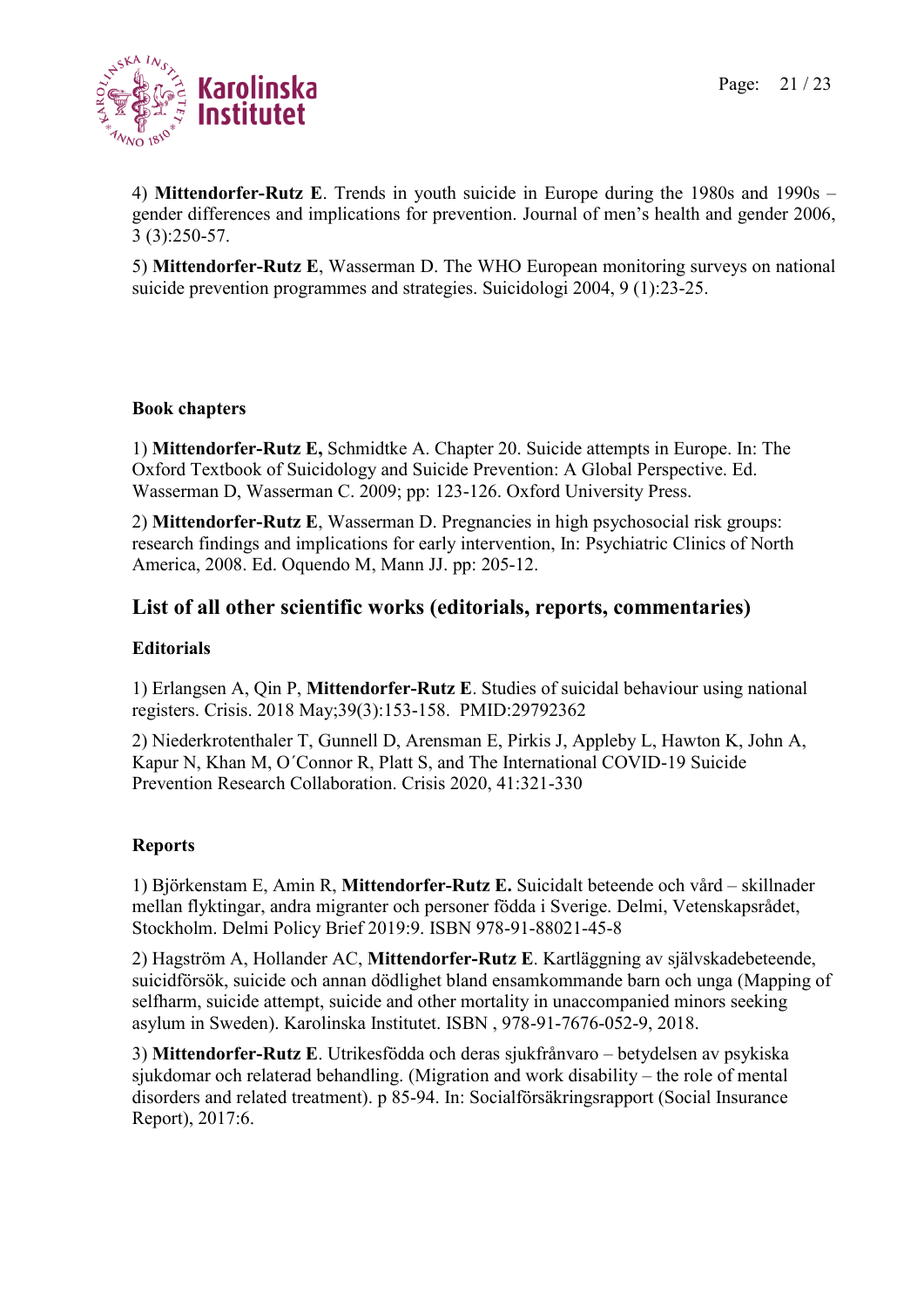4) **Mittendorfer-Rutz E**. Trends in youth suicide in Europe during the 1980s and 1990s – gender differences and implications for prevention. Journal of men's health and gender 2006, 3 (3):250-57.

5) **Mittendorfer-Rutz E**, Wasserman D. The WHO European monitoring surveys on national suicide prevention programmes and strategies. Suicidologi 2004, 9 (1):23-25.

**Book chapters**

1) **Mittendorfer-Rutz E,** Schmidtke A. Chapter 20. Suicide attempts in Europe. In: The Oxford Textbook of Suicidology and Suicide Prevention: A Global Perspective. Ed. Wasserman D, Wasserman C. 2009; pp: 123-126. Oxford University Press.

2) **Mittendorfer-Rutz E**, Wasserman D. Pregnancies in high psychosocial risk groups: research findings and implications for early intervention, In: Psychiatric Clinics of North America, 2008. Ed. Oquendo M, Mann JJ. pp: 205-12.

## List of all other scientific works (editorials, reports, commentaries)

**Editorials**

1) Erlangsen A, Qin P, **Mittendorfer-Rutz E**. Studies of suicidal behaviour using national registers. Crisis. 2018 May;39(3):153-158. PMID:29792362

2) Niederkrotenthaler T, Gunnell D, Arensman E, Pirkis J, Appleby L, Hawton K, John A, Kapur N, Khan M, O´Connor R, Platt S, and The International COVID-19 Suicide Prevention Research Collaboration. Crisis 2020, 41:321-330

**Reports**

1) Björkenstam E, Amin R, **Mittendorfer-Rutz E.** Suicidalt beteende och vård – skillnader mellan flyktingar, andra migranter och personer födda i Sverige. Delmi, Vetenskapsrådet, Stockholm. Delmi Policy Brief 2019:9. ISBN 978-91-88021-45-8

2) Hagström A, Hollander AC, **Mittendorfer-Rutz E**. Kartläggning av självskadebeteende, suicidförsök, suicide och annan dödlighet bland ensamkommande barn och unga (Mapping of selfharm, suicide attempt, suicide and other mortality in unaccompanied minors seeking asylum in Sweden). Karolinska Institutet. ISBN , 978-91-7676-052-9, 2018.

3) **Mittendorfer-Rutz E**. Utrikesfödda och deras sjukfrånvaro – betydelsen av psykiska sjukdomar och relaterad behandling. (Migration and work disability – the role of mental disorders and related treatment). p 85-94. In: Socialförsäkringsrapport (Social Insurance Report), 2017:6.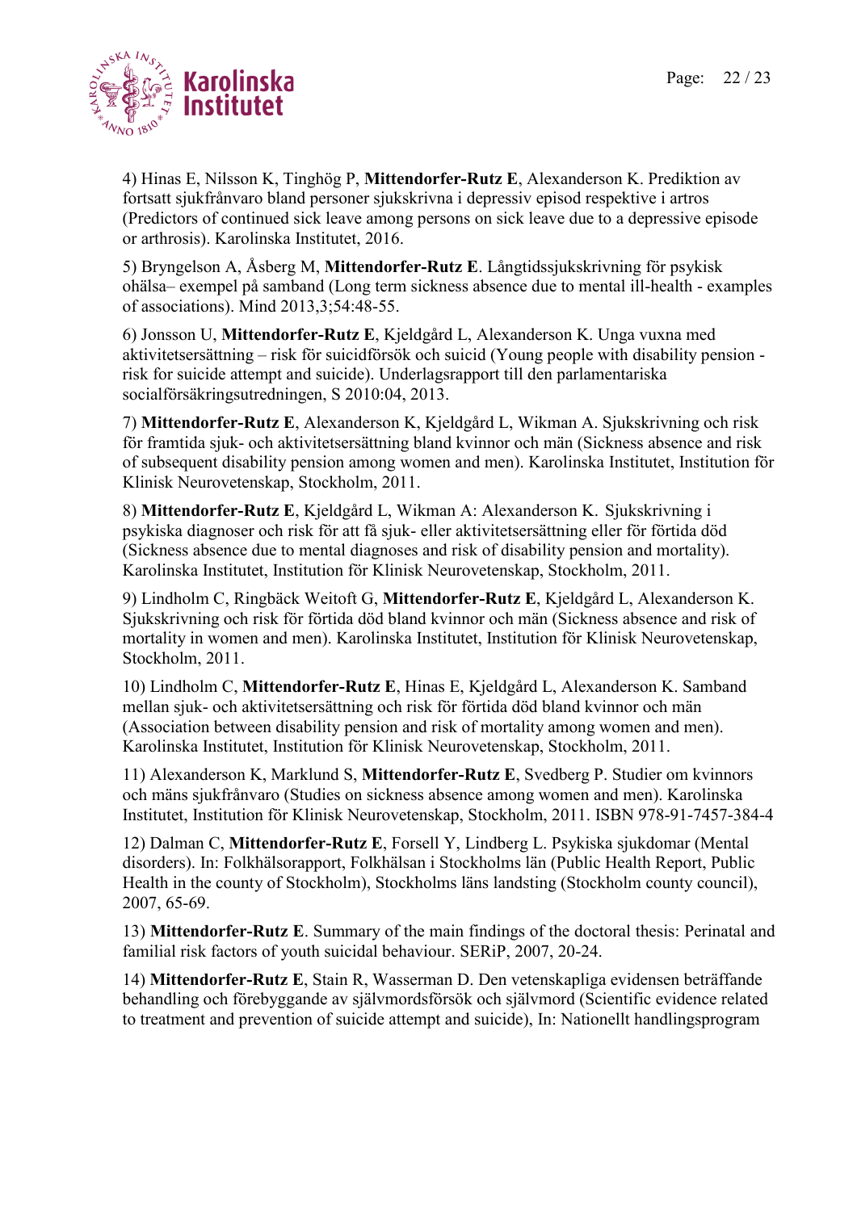4) Hinas E, Nilsson K, Tinghög P, **Mittendorfer-Rutz E**, Alexanderson K. Prediktion av fortsatt sjukfrånvaro bland personer sjukskrivna i depressiv episod respektive i artros (Predictors of continued sick leave among persons on sick leave due to a depressive episode or arthrosis). Karolinska Institutet, 2016.

5) Bryngelson A, Åsberg M, **Mittendorfer-Rutz E**. Långtidssjukskrivning för psykisk ohälsa– exempel på samband (Long term sickness absence due to mental ill-health - examples of associations). Mind 2013,3;54:48-55.

6) Jonsson U, **Mittendorfer-Rutz E**, Kjeldgård L, Alexanderson K. Unga vuxna med aktivitetsersättning – risk för suicidförsök och suicid (Young people with disability pension - risk for suicide attempt and suicide). Underlagsrapport till den parlamentariska socialförsäkringsutredningen, S 2010:04, 2013.

7) **Mittendorfer-Rutz E**, Alexanderson K, Kjeldgård L, Wikman A. Sjukskrivning och risk för framtida sjuk- och aktivitetsersättning bland kvinnor och män (Sickness absence and risk of subsequent disability pension among women and men). Karolinska Institutet, Institution för Klinisk Neurovetenskap, Stockholm, 2011.

8) **Mittendorfer-Rutz E**, Kjeldgård L, Wikman A: Alexanderson K. Sjukskrivning i psykiska diagnoser och risk för att få sjuk- eller aktivitetsersättning eller för förtida död (Sickness absence due to mental diagnoses and risk of disability pension and mortality). Karolinska Institutet, Institution för Klinisk Neurovetenskap, Stockholm, 2011.

9) Lindholm C, Ringbäck Weitoft G, **Mittendorfer-Rutz E**, Kjeldgård L, Alexanderson K. Sjukskrivning och risk för förtida död bland kvinnor och män (Sickness absence and risk of mortality in women and men). Karolinska Institutet, Institution för Klinisk Neurovetenskap, Stockholm, 2011.

10) Lindholm C, **Mittendorfer-Rutz E**, Hinas E, Kjeldgård L, Alexanderson K. Samband mellan sjuk- och aktivitetsersättning och risk för förtida död bland kvinnor och män (Association between disability pension and risk of mortality among women and men). Karolinska Institutet, Institution för Klinisk Neurovetenskap, Stockholm, 2011.

11) Alexanderson K, Marklund S, **Mittendorfer-Rutz E**, Svedberg P. Studier om kvinnors och mäns sjukfrånvaro (Studies on sickness absence among women and men). Karolinska Institutet, Institution för Klinisk Neurovetenskap, Stockholm, 2011. ISBN 978-91-7457-384-4

12) Dalman C, **Mittendorfer-Rutz E**, Forsell Y, Lindberg L. Psykiska sjukdomar (Mental disorders). In: Folkhälsorapport, Folkhälsan i Stockholms län (Public Health Report, Public Health in the county of Stockholm), Stockholms läns landsting (Stockholm county council), 2007, 65-69.

13) **Mittendorfer-Rutz E**. Summary of the main findings of the doctoral thesis: Perinatal and familial risk factors of youth suicidal behaviour. SERiP, 2007, 20-24.

14) **Mittendorfer-Rutz E**, Stain R, Wasserman D. Den vetenskapliga evidensen beträffande behandling och förebyggande av självmordsförsök och självmord (Scientific evidence related to treatment and prevention of suicide attempt and suicide), In: Nationellt handlingsprogram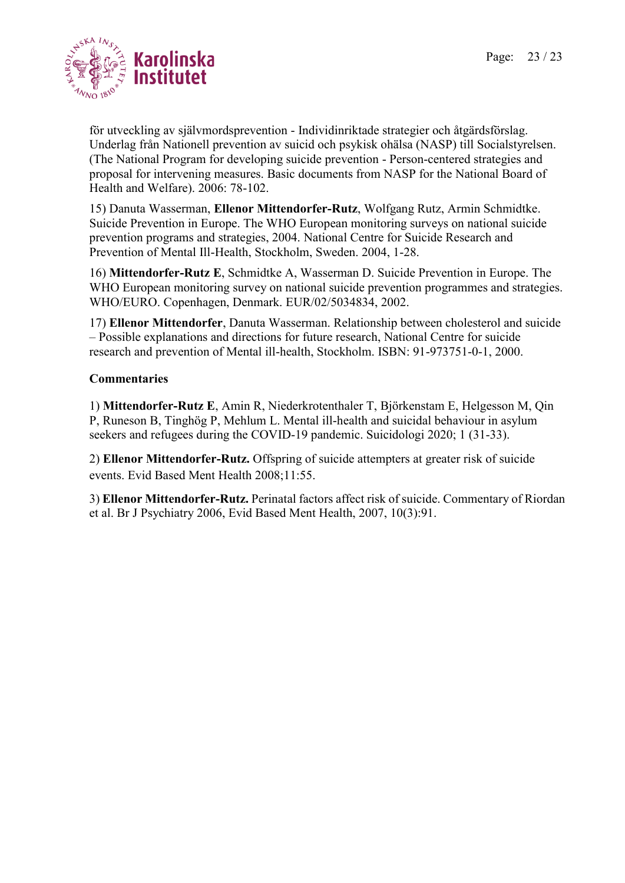för utveckling av självmordsprevention - Individinriktade strategier och åtgärdsförslag. Underlag från Nationell prevention av suicid och psykisk ohälsa (NASP) till Socialstyrelsen. (The National Program for developing suicide prevention - Person-centered strategies and proposal for intervening measures. Basic documents from NASP for the National Board of Health and Welfare). 2006: 78-102.

15) Danuta Wasserman, **Ellenor Mittendorfer-Rutz**, Wolfgang Rutz, Armin Schmidtke. Suicide Prevention in Europe. The WHO European monitoring surveys on national suicide prevention programs and strategies, 2004. National Centre for Suicide Research and Prevention of Mental Ill-Health, Stockholm, Sweden. 2004, 1-28.

16) **Mittendorfer-Rutz E**, Schmidtke A, Wasserman D. Suicide Prevention in Europe. The WHO European monitoring survey on national suicide prevention programmes and strategies. WHO/EURO. Copenhagen, Denmark. EUR/02/5034834, 2002.

17) **Ellenor Mittendorfer**, Danuta Wasserman. Relationship between cholesterol and suicide – Possible explanations and directions for future research, National Centre for suicide research and prevention of Mental ill-health, Stockholm. ISBN: 91-973751-0-1, 2000.

**Commentaries**

1) **Mittendorfer-Rutz E**, Amin R, Niederkrotenthaler T, Björkenstam E, Helgesson M, Qin P, Runeson B, Tinghög P, Mehlum L. Mental ill-health and suicidal behaviour in asylum seekers and refugees during the COVID-19 pandemic. Suicidologi 2020; 1 (31-33).

2) **Ellenor Mittendorfer-Rutz.** Offspring of suicide attempters at greater risk of suicide events. Evid Based Ment Health 2008;11:55.

3) **Ellenor Mittendorfer-Rutz.** Perinatal factors affect risk of suicide. Commentary of Riordan et al. Br J Psychiatry 2006, Evid Based Ment Health, 2007, 10(3):91.